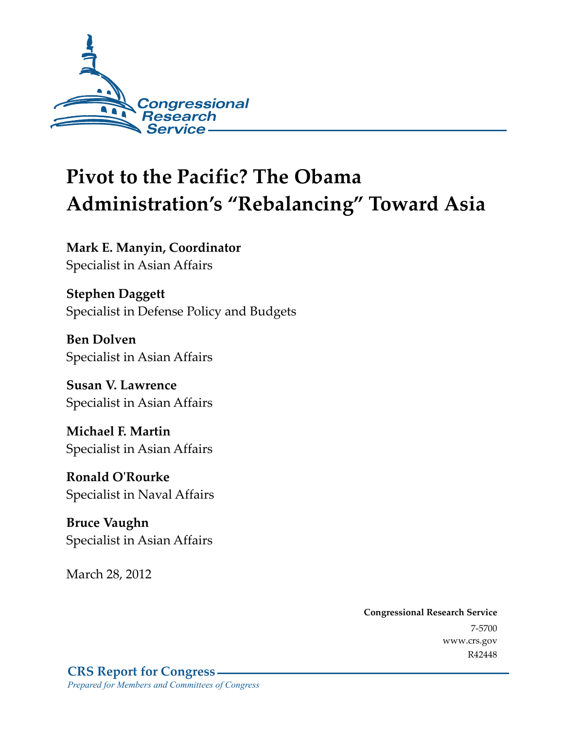Congressional Research Service

# Pivot to the Pacific? The Obama Administration's "Rebalancing" Toward Asia

**Mark E. Manyin, Coordinator**
Specialist in Asian Affairs

**Stephen Daggett**
Specialist in Defense Policy and Budgets

**Ben Dolven**
Specialist in Asian Affairs

**Susan V. Lawrence**
Specialist in Asian Affairs

**Michael F. Martin**
Specialist in Asian Affairs

**Ronald O'Rourke**
Specialist in Naval Affairs

**Bruce Vaughn**
Specialist in Asian Affairs

March 28, 2012

**Congressional Research Service**
7-5700
www.crs.gov
R42448

**CRS Report for Congress**
*Prepared for Members and Committees of Congress*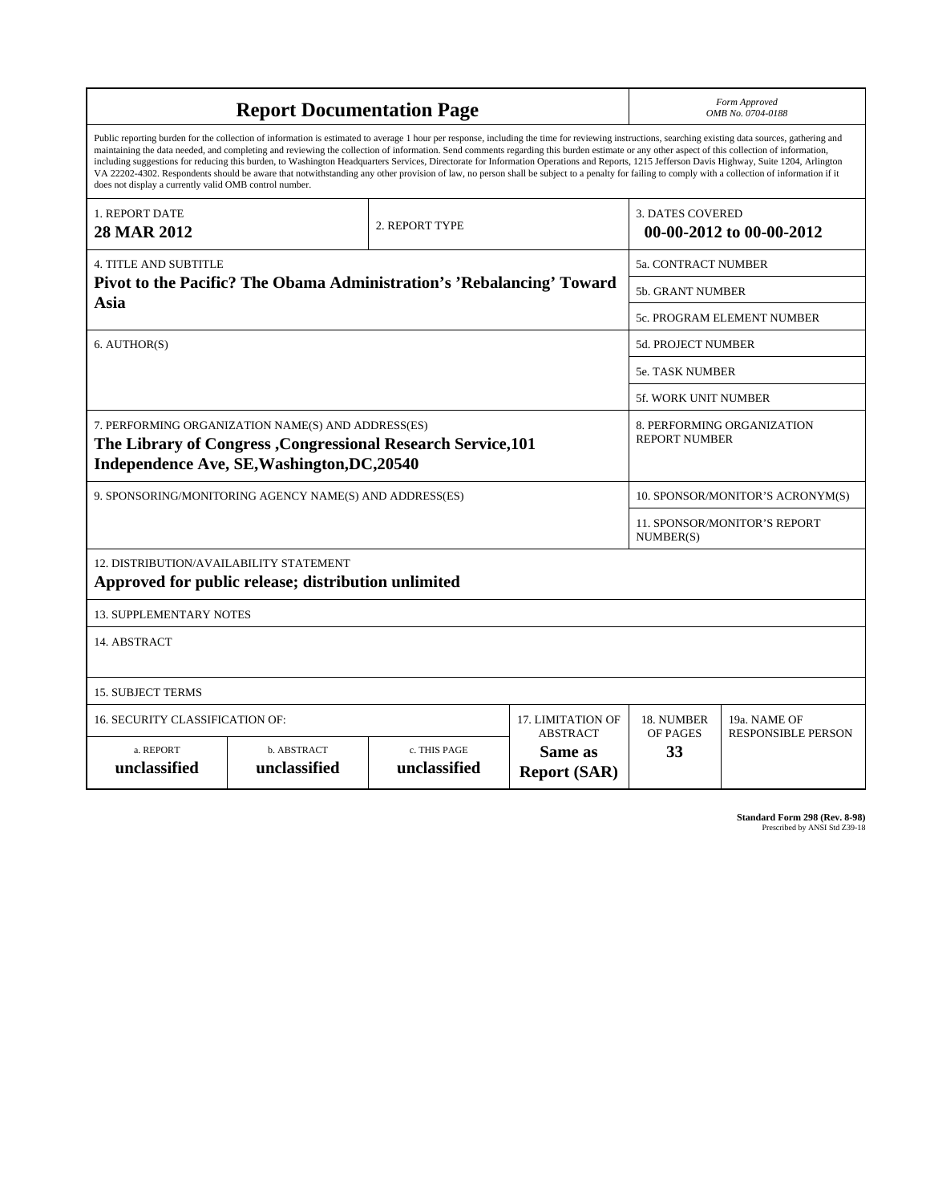# Report Documentation Page

*Form Approved*
*OMB No. 0704-0188*

Public reporting burden for the collection of information is estimated to average 1 hour per response, including the time for reviewing instructions, searching existing data sources, gathering and maintaining the data needed, and completing and reviewing the collection of information. Send comments regarding this burden estimate or any other aspect of this collection of information, including suggestions for reducing this burden, to Washington Headquarters Services, Directorate for Information Operations and Reports, 1215 Jefferson Davis Highway, Suite 1204, Arlington VA 22202-4302. Respondents should be aware that notwithstanding any other provision of law, no person shall be subject to a penalty for failing to comply with a collection of information if it does not display a currently valid OMB control number.

| 1. REPORT DATE | 2. REPORT TYPE | 3. DATES COVERED |
|---|---|---|
| **28 MAR 2012** | | **00-00-2012 to 00-00-2012** |

| 4. TITLE AND SUBTITLE | 5a. CONTRACT NUMBER |
|---|---|
| **Pivot to the Pacific? The Obama Administration's 'Rebalancing' Toward Asia** | 5b. GRANT NUMBER |
| | 5c. PROGRAM ELEMENT NUMBER |

| 6. AUTHOR(S) | 5d. PROJECT NUMBER |
|---|---|
| | 5e. TASK NUMBER |
| | 5f. WORK UNIT NUMBER |

| 7. PERFORMING ORGANIZATION NAME(S) AND ADDRESS(ES) | 8. PERFORMING ORGANIZATION REPORT NUMBER |
|---|---|
| **The Library of Congress ,Congressional Research Service,101 Independence Ave, SE,Washington,DC,20540** | |

| 9. SPONSORING/MONITORING AGENCY NAME(S) AND ADDRESS(ES) | 10. SPONSOR/MONITOR'S ACRONYM(S) |
|---|---|
| | 11. SPONSOR/MONITOR'S REPORT NUMBER(S) |

12. DISTRIBUTION/AVAILABILITY STATEMENT

**Approved for public release; distribution unlimited**

13. SUPPLEMENTARY NOTES

14. ABSTRACT

15. SUBJECT TERMS

| 16. SECURITY CLASSIFICATION OF: | | | 17. LIMITATION OF ABSTRACT | 18. NUMBER OF PAGES | 19a. NAME OF RESPONSIBLE PERSON |
|---|---|---|---|---|---|
| a. REPORT | b. ABSTRACT | c. THIS PAGE | | | |
| **unclassified** | **unclassified** | **unclassified** | **Same as Report (SAR)** | **33** | |

**Standard Form 298 (Rev. 8-98)**
Prescribed by ANSI Std Z39-18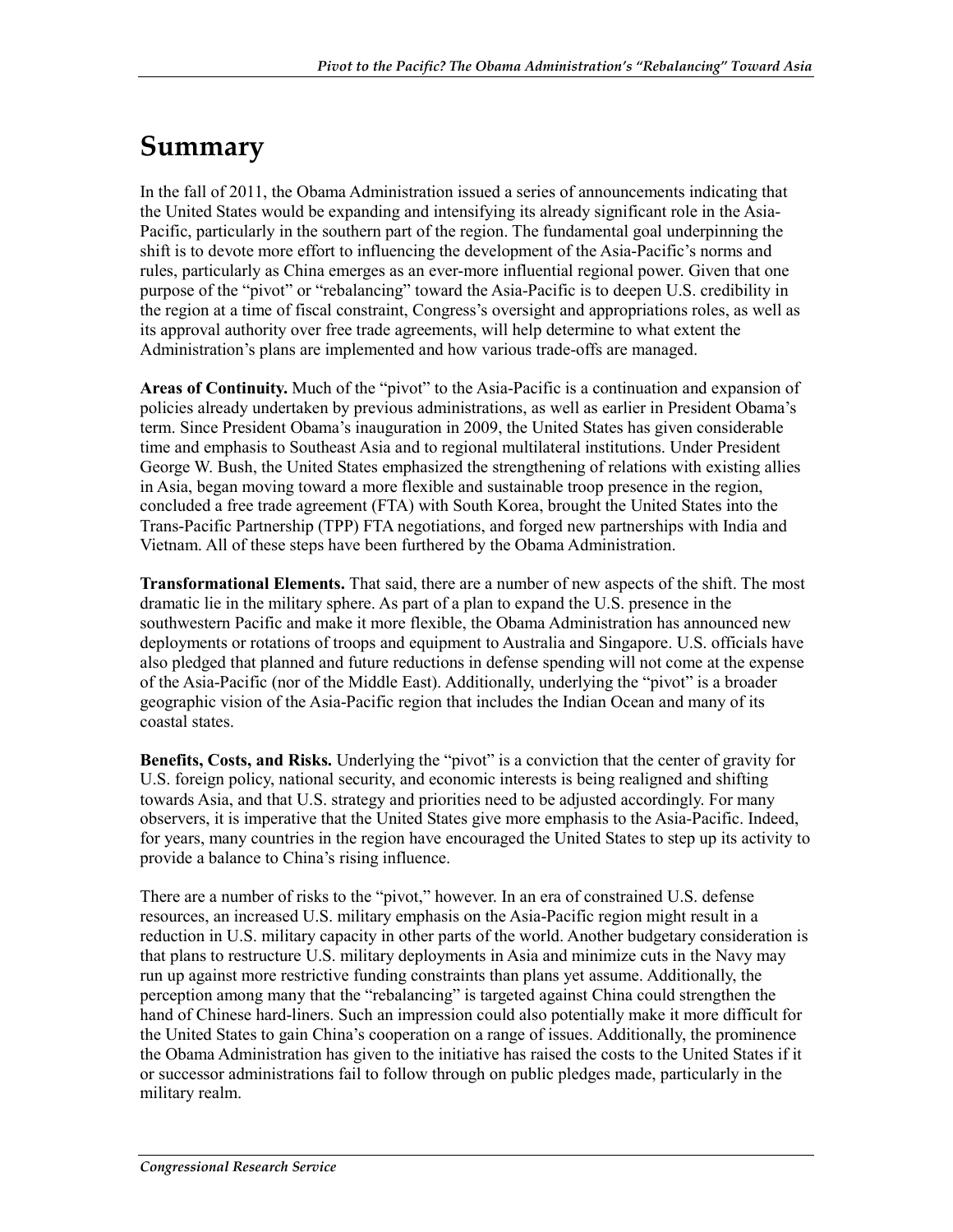# Summary

In the fall of 2011, the Obama Administration issued a series of announcements indicating that the United States would be expanding and intensifying its already significant role in the Asia-Pacific, particularly in the southern part of the region. The fundamental goal underpinning the shift is to devote more effort to influencing the development of the Asia-Pacific's norms and rules, particularly as China emerges as an ever-more influential regional power. Given that one purpose of the "pivot" or "rebalancing" toward the Asia-Pacific is to deepen U.S. credibility in the region at a time of fiscal constraint, Congress's oversight and appropriations roles, as well as its approval authority over free trade agreements, will help determine to what extent the Administration's plans are implemented and how various trade-offs are managed.

**Areas of Continuity.** Much of the "pivot" to the Asia-Pacific is a continuation and expansion of policies already undertaken by previous administrations, as well as earlier in President Obama's term. Since President Obama's inauguration in 2009, the United States has given considerable time and emphasis to Southeast Asia and to regional multilateral institutions. Under President George W. Bush, the United States emphasized the strengthening of relations with existing allies in Asia, began moving toward a more flexible and sustainable troop presence in the region, concluded a free trade agreement (FTA) with South Korea, brought the United States into the Trans-Pacific Partnership (TPP) FTA negotiations, and forged new partnerships with India and Vietnam. All of these steps have been furthered by the Obama Administration.

**Transformational Elements.** That said, there are a number of new aspects of the shift. The most dramatic lie in the military sphere. As part of a plan to expand the U.S. presence in the southwestern Pacific and make it more flexible, the Obama Administration has announced new deployments or rotations of troops and equipment to Australia and Singapore. U.S. officials have also pledged that planned and future reductions in defense spending will not come at the expense of the Asia-Pacific (nor of the Middle East). Additionally, underlying the "pivot" is a broader geographic vision of the Asia-Pacific region that includes the Indian Ocean and many of its coastal states.

**Benefits, Costs, and Risks.** Underlying the "pivot" is a conviction that the center of gravity for U.S. foreign policy, national security, and economic interests is being realigned and shifting towards Asia, and that U.S. strategy and priorities need to be adjusted accordingly. For many observers, it is imperative that the United States give more emphasis to the Asia-Pacific. Indeed, for years, many countries in the region have encouraged the United States to step up its activity to provide a balance to China's rising influence.

There are a number of risks to the "pivot," however. In an era of constrained U.S. defense resources, an increased U.S. military emphasis on the Asia-Pacific region might result in a reduction in U.S. military capacity in other parts of the world. Another budgetary consideration is that plans to restructure U.S. military deployments in Asia and minimize cuts in the Navy may run up against more restrictive funding constraints than plans yet assume. Additionally, the perception among many that the "rebalancing" is targeted against China could strengthen the hand of Chinese hard-liners. Such an impression could also potentially make it more difficult for the United States to gain China's cooperation on a range of issues. Additionally, the prominence the Obama Administration has given to the initiative has raised the costs to the United States if it or successor administrations fail to follow through on public pledges made, particularly in the military realm.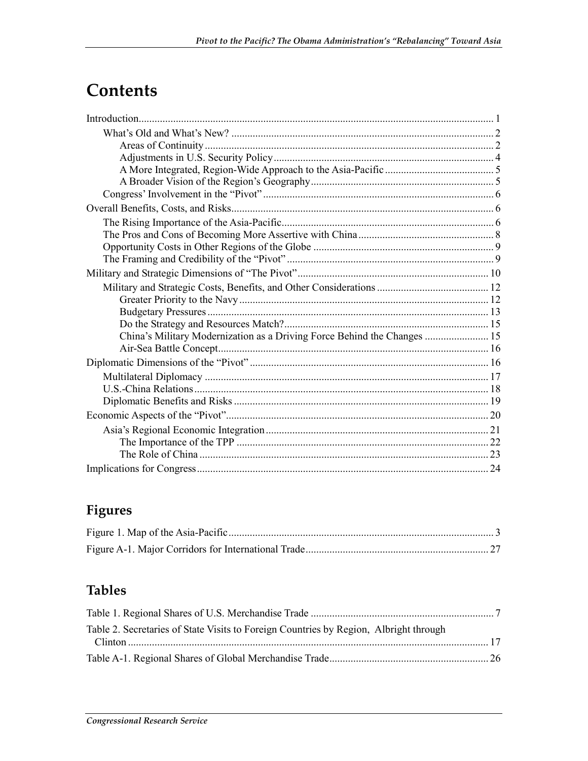# Contents

Introduction ..... 1

- What's Old and What's New? ..... 2
  - Areas of Continuity ..... 2
  - Adjustments in U.S. Security Policy ..... 4
  - A More Integrated, Region-Wide Approach to the Asia-Pacific ..... 5
  - A Broader Vision of the Region's Geography ..... 5
- Congress' Involvement in the "Pivot" ..... 6

Overall Benefits, Costs, and Risks ..... 6

- The Rising Importance of the Asia-Pacific ..... 6
- The Pros and Cons of Becoming More Assertive with China ..... 8
- Opportunity Costs in Other Regions of the Globe ..... 9
- The Framing and Credibility of the "Pivot" ..... 9

Military and Strategic Dimensions of "The Pivot" ..... 10

- Military and Strategic Costs, Benefits, and Other Considerations ..... 12
  - Greater Priority to the Navy ..... 12
  - Budgetary Pressures ..... 13
  - Do the Strategy and Resources Match? ..... 15
  - China's Military Modernization as a Driving Force Behind the Changes ..... 15
  - Air-Sea Battle Concept ..... 16

Diplomatic Dimensions of the "Pivot" ..... 16

- Multilateral Diplomacy ..... 17
- U.S.-China Relations ..... 18
- Diplomatic Benefits and Risks ..... 19

Economic Aspects of the "Pivot" ..... 20

- Asia's Regional Economic Integration ..... 21
  - The Importance of the TPP ..... 22
  - The Role of China ..... 23

Implications for Congress ..... 24

## Figures

Figure 1. Map of the Asia-Pacific ..... 3

Figure A-1. Major Corridors for International Trade ..... 27

## Tables

Table 1. Regional Shares of U.S. Merchandise Trade ..... 7

Table 2. Secretaries of State Visits to Foreign Countries by Region, Albright through Clinton ..... 17

Table A-1. Regional Shares of Global Merchandise Trade ..... 26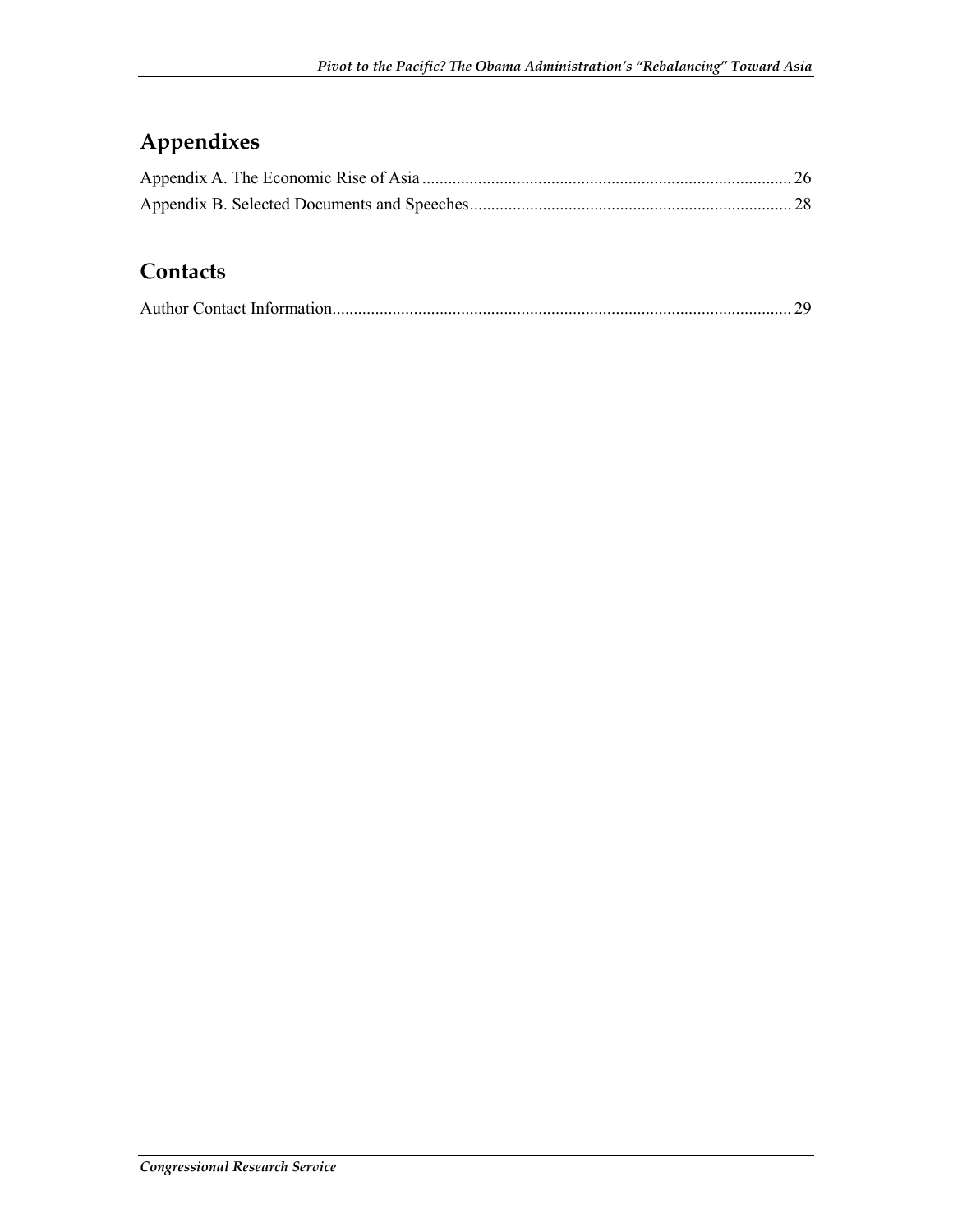## Appendixes

Appendix A. The Economic Rise of Asia ........................................................................................ 26
Appendix B. Selected Documents and Speeches.............................................................................. 28

## Contacts

Author Contact Information............................................................................................................ 29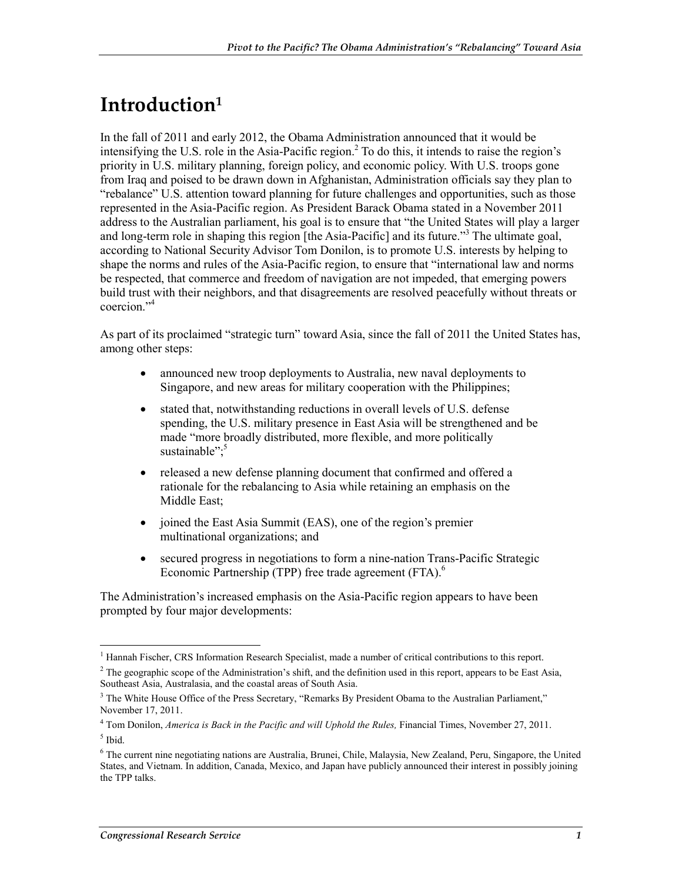# Introduction[1]

In the fall of 2011 and early 2012, the Obama Administration announced that it would be intensifying the U.S. role in the Asia-Pacific region.[2] To do this, it intends to raise the region's priority in U.S. military planning, foreign policy, and economic policy. With U.S. troops gone from Iraq and poised to be drawn down in Afghanistan, Administration officials say they plan to "rebalance" U.S. attention toward planning for future challenges and opportunities, such as those represented in the Asia-Pacific region. As President Barack Obama stated in a November 2011 address to the Australian parliament, his goal is to ensure that "the United States will play a larger and long-term role in shaping this region [the Asia-Pacific] and its future."[3] The ultimate goal, according to National Security Advisor Tom Donilon, is to promote U.S. interests by helping to shape the norms and rules of the Asia-Pacific region, to ensure that "international law and norms be respected, that commerce and freedom of navigation are not impeded, that emerging powers build trust with their neighbors, and that disagreements are resolved peacefully without threats or coercion."[4]

As part of its proclaimed "strategic turn" toward Asia, since the fall of 2011 the United States has, among other steps:

- announced new troop deployments to Australia, new naval deployments to Singapore, and new areas for military cooperation with the Philippines;
- stated that, notwithstanding reductions in overall levels of U.S. defense spending, the U.S. military presence in East Asia will be strengthened and be made "more broadly distributed, more flexible, and more politically sustainable";[5]
- released a new defense planning document that confirmed and offered a rationale for the rebalancing to Asia while retaining an emphasis on the Middle East;
- joined the East Asia Summit (EAS), one of the region's premier multinational organizations; and
- secured progress in negotiations to form a nine-nation Trans-Pacific Strategic Economic Partnership (TPP) free trade agreement (FTA).[6]

The Administration's increased emphasis on the Asia-Pacific region appears to have been prompted by four major developments:

---

[1] Hannah Fischer, CRS Information Research Specialist, made a number of critical contributions to this report.

[2] The geographic scope of the Administration's shift, and the definition used in this report, appears to be East Asia, Southeast Asia, Australasia, and the coastal areas of South Asia.

[3] The White House Office of the Press Secretary, "Remarks By President Obama to the Australian Parliament," November 17, 2011.

[4] Tom Donilon, *America is Back in the Pacific and will Uphold the Rules,* Financial Times, November 27, 2011.

[5] Ibid.

[6] The current nine negotiating nations are Australia, Brunei, Chile, Malaysia, New Zealand, Peru, Singapore, the United States, and Vietnam. In addition, Canada, Mexico, and Japan have publicly announced their interest in possibly joining the TPP talks.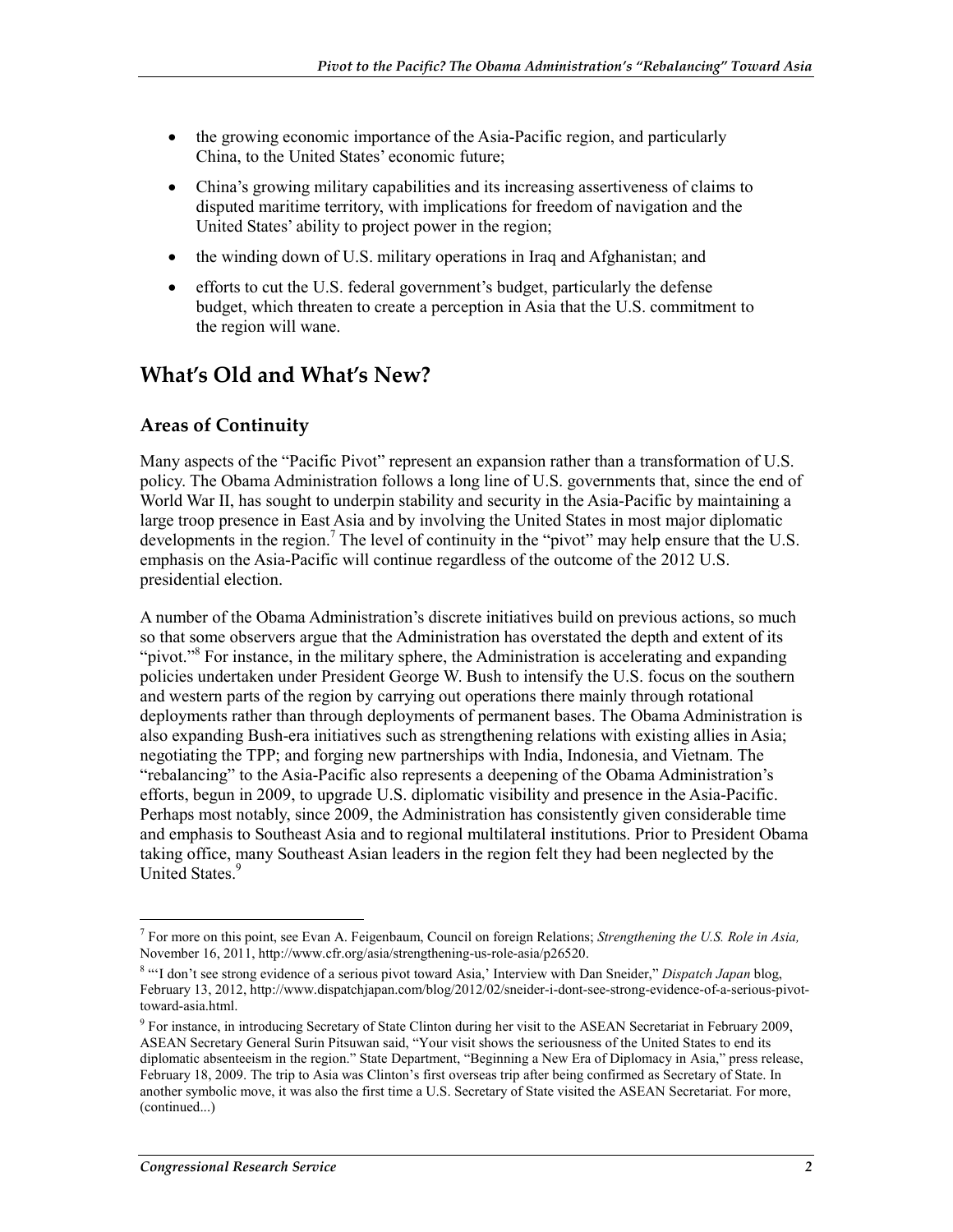- the growing economic importance of the Asia-Pacific region, and particularly China, to the United States' economic future;
- China's growing military capabilities and its increasing assertiveness of claims to disputed maritime territory, with implications for freedom of navigation and the United States' ability to project power in the region;
- the winding down of U.S. military operations in Iraq and Afghanistan; and
- efforts to cut the U.S. federal government's budget, particularly the defense budget, which threaten to create a perception in Asia that the U.S. commitment to the region will wane.

## What's Old and What's New?

### Areas of Continuity

Many aspects of the "Pacific Pivot" represent an expansion rather than a transformation of U.S. policy. The Obama Administration follows a long line of U.S. governments that, since the end of World War II, has sought to underpin stability and security in the Asia-Pacific by maintaining a large troop presence in East Asia and by involving the United States in most major diplomatic developments in the region.[7] The level of continuity in the "pivot" may help ensure that the U.S. emphasis on the Asia-Pacific will continue regardless of the outcome of the 2012 U.S. presidential election.

A number of the Obama Administration's discrete initiatives build on previous actions, so much so that some observers argue that the Administration has overstated the depth and extent of its "pivot."[8] For instance, in the military sphere, the Administration is accelerating and expanding policies undertaken under President George W. Bush to intensify the U.S. focus on the southern and western parts of the region by carrying out operations there mainly through rotational deployments rather than through deployments of permanent bases. The Obama Administration is also expanding Bush-era initiatives such as strengthening relations with existing allies in Asia; negotiating the TPP; and forging new partnerships with India, Indonesia, and Vietnam. The "rebalancing" to the Asia-Pacific also represents a deepening of the Obama Administration's efforts, begun in 2009, to upgrade U.S. diplomatic visibility and presence in the Asia-Pacific. Perhaps most notably, since 2009, the Administration has consistently given considerable time and emphasis to Southeast Asia and to regional multilateral institutions. Prior to President Obama taking office, many Southeast Asian leaders in the region felt they had been neglected by the United States.[9]

---

[7] For more on this point, see Evan A. Feigenbaum, Council on foreign Relations; *Strengthening the U.S. Role in Asia,* November 16, 2011, http://www.cfr.org/asia/strengthening-us-role-asia/p26520.

[8] "'I don't see strong evidence of a serious pivot toward Asia,' Interview with Dan Sneider," *Dispatch Japan* blog, February 13, 2012, http://www.dispatchjapan.com/blog/2012/02/sneider-i-dont-see-strong-evidence-of-a-serious-pivot-toward-asia.html.

[9] For instance, in introducing Secretary of State Clinton during her visit to the ASEAN Secretariat in February 2009, ASEAN Secretary General Surin Pitsuwan said, "Your visit shows the seriousness of the United States to end its diplomatic absenteeism in the region." State Department, "Beginning a New Era of Diplomacy in Asia," press release, February 18, 2009. The trip to Asia was Clinton's first overseas trip after being confirmed as Secretary of State. In another symbolic move, it was also the first time a U.S. Secretary of State visited the ASEAN Secretariat. For more, (continued...)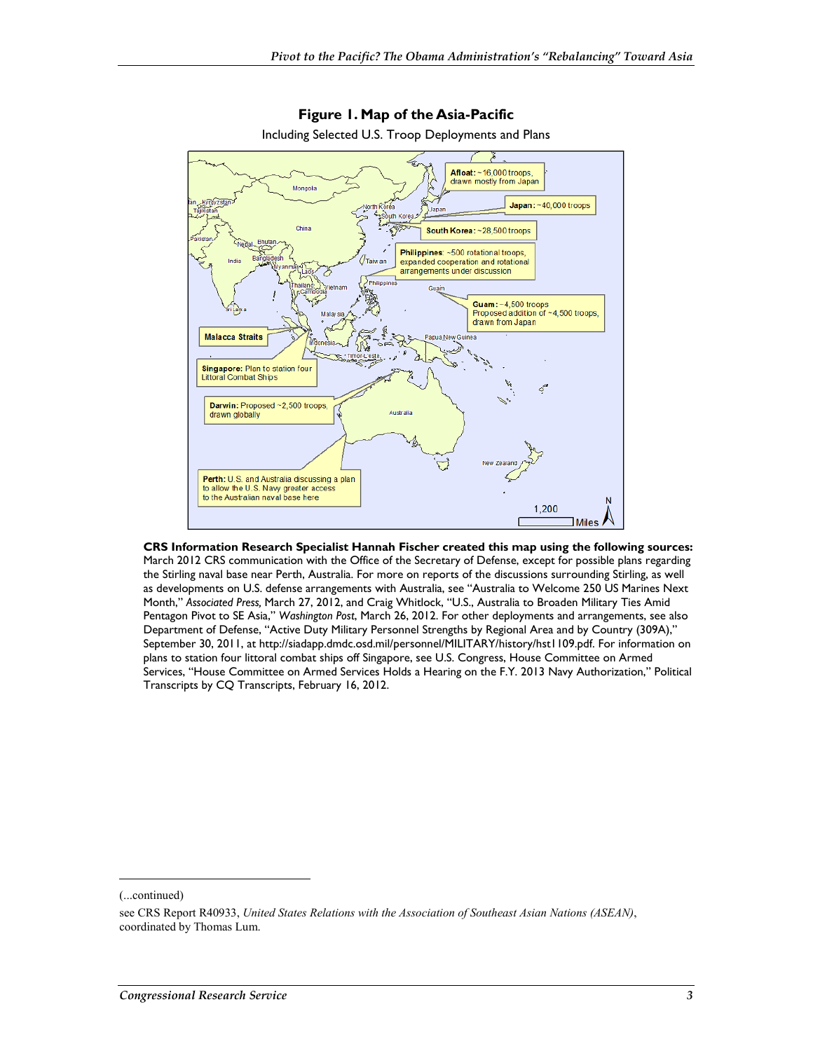**Figure 1. Map of the Asia-Pacific**

Including Selected U.S. Troop Deployments and Plans

**CRS Information Research Specialist Hannah Fischer created this map using the following sources:** March 2012 CRS communication with the Office of the Secretary of Defense, except for possible plans regarding the Stirling naval base near Perth, Australia. For more on reports of the discussions surrounding Stirling, as well as developments on U.S. defense arrangements with Australia, see "Australia to Welcome 250 US Marines Next Month," *Associated Press,* March 27, 2012, and Craig Whitlock, "U.S., Australia to Broaden Military Ties Amid Pentagon Pivot to SE Asia," *Washington Post*, March 26, 2012. For other deployments and arrangements, see also Department of Defense, "Active Duty Military Personnel Strengths by Regional Area and by Country (309A)," September 30, 2011, at http://siadapp.dmdc.osd.mil/personnel/MILITARY/history/hst1109.pdf. For information on plans to station four littoral combat ships off Singapore, see U.S. Congress, House Committee on Armed Services, "House Committee on Armed Services Holds a Hearing on the F.Y. 2013 Navy Authorization," Political Transcripts by CQ Transcripts, February 16, 2012.

(...continued)

see CRS Report R40933, *United States Relations with the Association of Southeast Asian Nations (ASEAN)*, coordinated by Thomas Lum.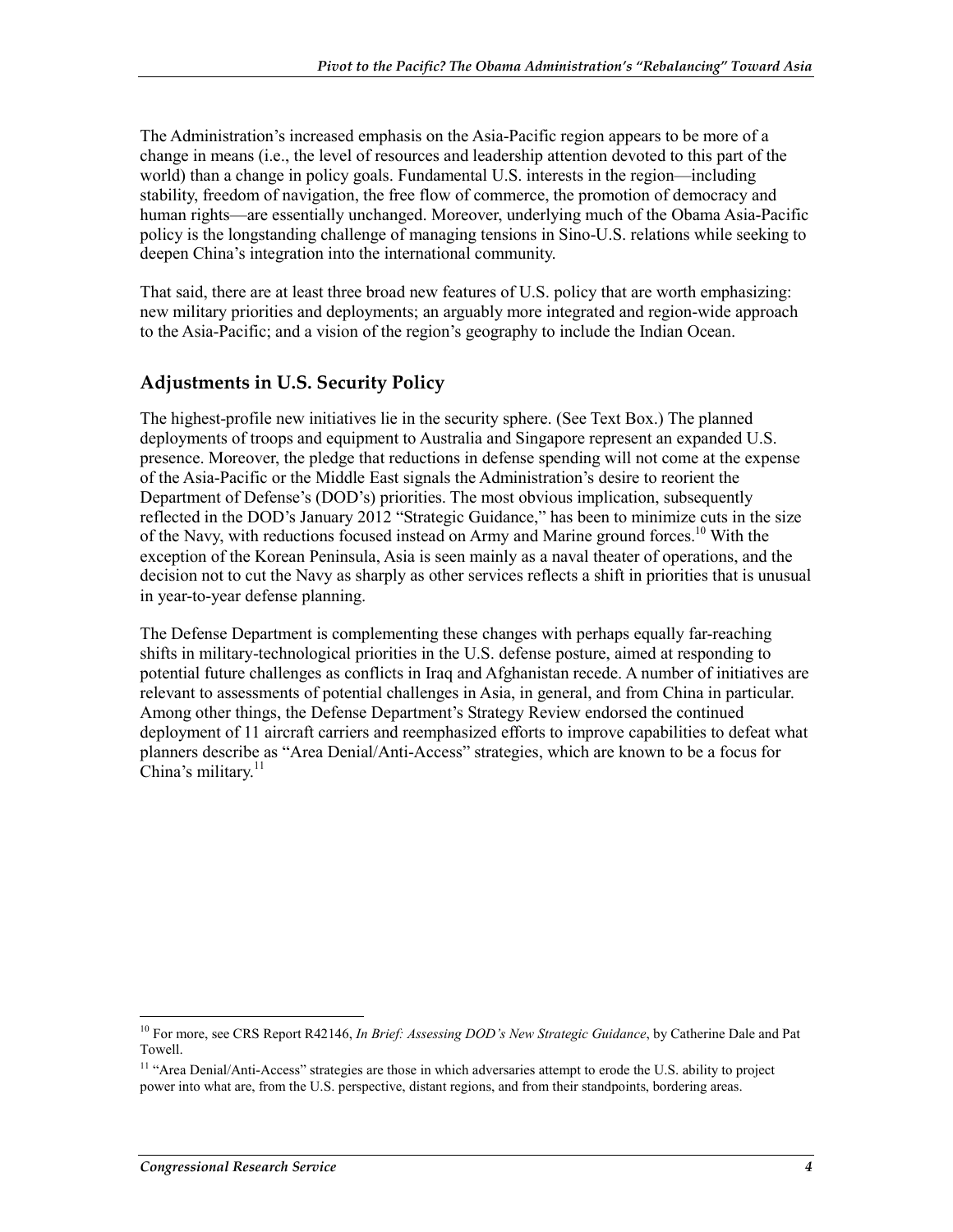The Administration's increased emphasis on the Asia-Pacific region appears to be more of a change in means (i.e., the level of resources and leadership attention devoted to this part of the world) than a change in policy goals. Fundamental U.S. interests in the region—including stability, freedom of navigation, the free flow of commerce, the promotion of democracy and human rights—are essentially unchanged. Moreover, underlying much of the Obama Asia-Pacific policy is the longstanding challenge of managing tensions in Sino-U.S. relations while seeking to deepen China's integration into the international community.

That said, there are at least three broad new features of U.S. policy that are worth emphasizing: new military priorities and deployments; an arguably more integrated and region-wide approach to the Asia-Pacific; and a vision of the region's geography to include the Indian Ocean.

## Adjustments in U.S. Security Policy

The highest-profile new initiatives lie in the security sphere. (See Text Box.) The planned deployments of troops and equipment to Australia and Singapore represent an expanded U.S. presence. Moreover, the pledge that reductions in defense spending will not come at the expense of the Asia-Pacific or the Middle East signals the Administration's desire to reorient the Department of Defense's (DOD's) priorities. The most obvious implication, subsequently reflected in the DOD's January 2012 "Strategic Guidance," has been to minimize cuts in the size of the Navy, with reductions focused instead on Army and Marine ground forces.[10] With the exception of the Korean Peninsula, Asia is seen mainly as a naval theater of operations, and the decision not to cut the Navy as sharply as other services reflects a shift in priorities that is unusual in year-to-year defense planning.

The Defense Department is complementing these changes with perhaps equally far-reaching shifts in military-technological priorities in the U.S. defense posture, aimed at responding to potential future challenges as conflicts in Iraq and Afghanistan recede. A number of initiatives are relevant to assessments of potential challenges in Asia, in general, and from China in particular. Among other things, the Defense Department's Strategy Review endorsed the continued deployment of 11 aircraft carriers and reemphasized efforts to improve capabilities to defeat what planners describe as "Area Denial/Anti-Access" strategies, which are known to be a focus for China's military.[11]

---

[10] For more, see CRS Report R42146, *In Brief: Assessing DOD's New Strategic Guidance*, by Catherine Dale and Pat Towell.

[11] "Area Denial/Anti-Access" strategies are those in which adversaries attempt to erode the U.S. ability to project power into what are, from the U.S. perspective, distant regions, and from their standpoints, bordering areas.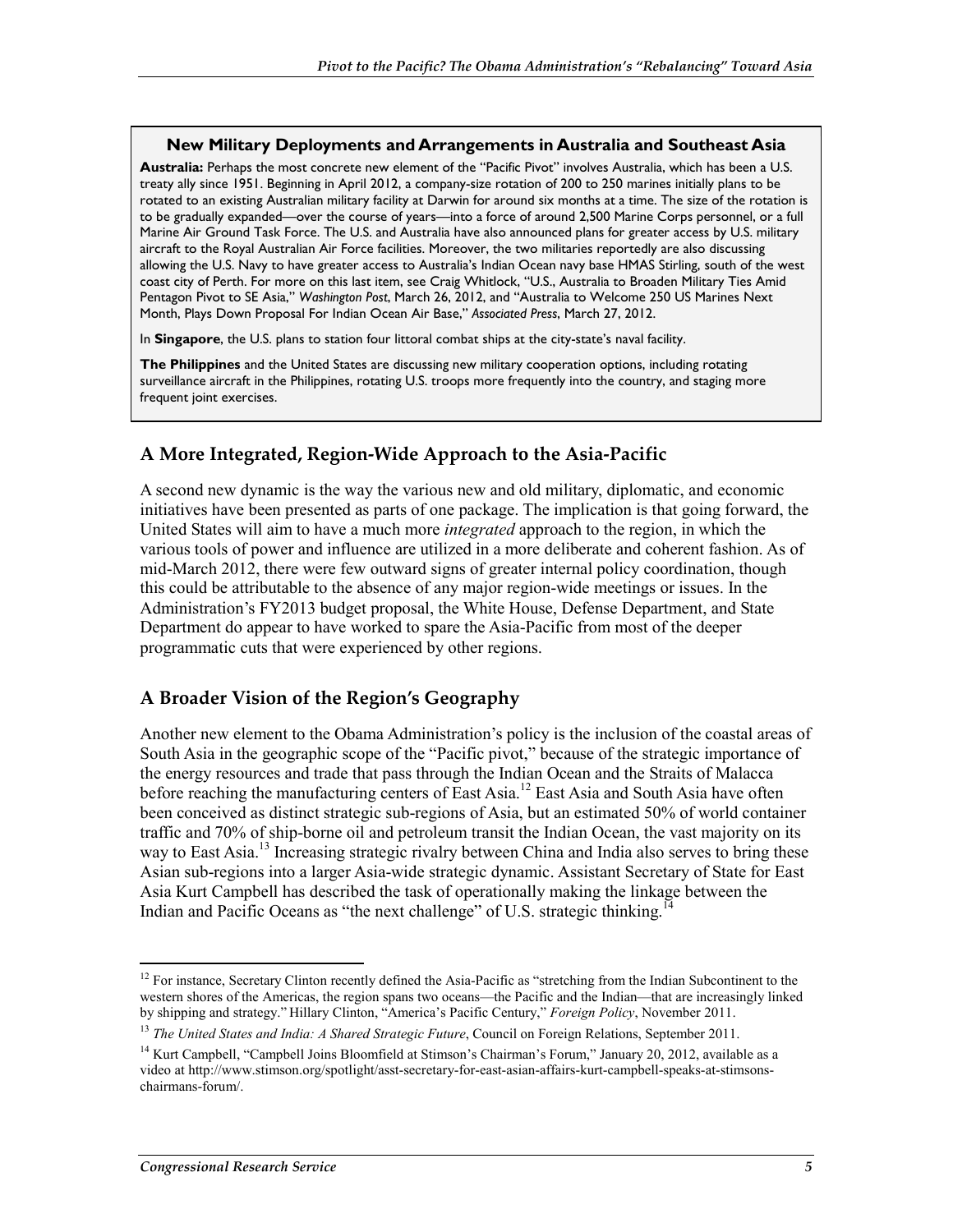**New Military Deployments and Arrangements in Australia and Southeast Asia**

**Australia:** Perhaps the most concrete new element of the "Pacific Pivot" involves Australia, which has been a U.S. treaty ally since 1951. Beginning in April 2012, a company-size rotation of 200 to 250 marines initially plans to be rotated to an existing Australian military facility at Darwin for around six months at a time. The size of the rotation is to be gradually expanded—over the course of years—into a force of around 2,500 Marine Corps personnel, or a full Marine Air Ground Task Force. The U.S. and Australia have also announced plans for greater access by U.S. military aircraft to the Royal Australian Air Force facilities. Moreover, the two militaries reportedly are also discussing allowing the U.S. Navy to have greater access to Australia's Indian Ocean navy base HMAS Stirling, south of the west coast city of Perth. For more on this last item, see Craig Whitlock, "U.S., Australia to Broaden Military Ties Amid Pentagon Pivot to SE Asia," *Washington Post*, March 26, 2012, and "Australia to Welcome 250 US Marines Next Month, Plays Down Proposal For Indian Ocean Air Base," *Associated Press*, March 27, 2012.

In **Singapore**, the U.S. plans to station four littoral combat ships at the city-state's naval facility.

**The Philippines** and the United States are discussing new military cooperation options, including rotating surveillance aircraft in the Philippines, rotating U.S. troops more frequently into the country, and staging more frequent joint exercises.

## A More Integrated, Region-Wide Approach to the Asia-Pacific

A second new dynamic is the way the various new and old military, diplomatic, and economic initiatives have been presented as parts of one package. The implication is that going forward, the United States will aim to have a much more *integrated* approach to the region, in which the various tools of power and influence are utilized in a more deliberate and coherent fashion. As of mid-March 2012, there were few outward signs of greater internal policy coordination, though this could be attributable to the absence of any major region-wide meetings or issues. In the Administration's FY2013 budget proposal, the White House, Defense Department, and State Department do appear to have worked to spare the Asia-Pacific from most of the deeper programmatic cuts that were experienced by other regions.

## A Broader Vision of the Region's Geography

Another new element to the Obama Administration's policy is the inclusion of the coastal areas of South Asia in the geographic scope of the "Pacific pivot," because of the strategic importance of the energy resources and trade that pass through the Indian Ocean and the Straits of Malacca before reaching the manufacturing centers of East Asia.[12] East Asia and South Asia have often been conceived as distinct strategic sub-regions of Asia, but an estimated 50% of world container traffic and 70% of ship-borne oil and petroleum transit the Indian Ocean, the vast majority on its way to East Asia.[13] Increasing strategic rivalry between China and India also serves to bring these Asian sub-regions into a larger Asia-wide strategic dynamic. Assistant Secretary of State for East Asia Kurt Campbell has described the task of operationally making the linkage between the Indian and Pacific Oceans as "the next challenge" of U.S. strategic thinking.[14]

---

[12] For instance, Secretary Clinton recently defined the Asia-Pacific as "stretching from the Indian Subcontinent to the western shores of the Americas, the region spans two oceans—the Pacific and the Indian—that are increasingly linked by shipping and strategy." Hillary Clinton, "America's Pacific Century," *Foreign Policy*, November 2011.

[13] *The United States and India: A Shared Strategic Future*, Council on Foreign Relations, September 2011.

[14] Kurt Campbell, "Campbell Joins Bloomfield at Stimson's Chairman's Forum," January 20, 2012, available as a video at http://www.stimson.org/spotlight/asst-secretary-for-east-asian-affairs-kurt-campbell-speaks-at-stimsons-chairmans-forum/.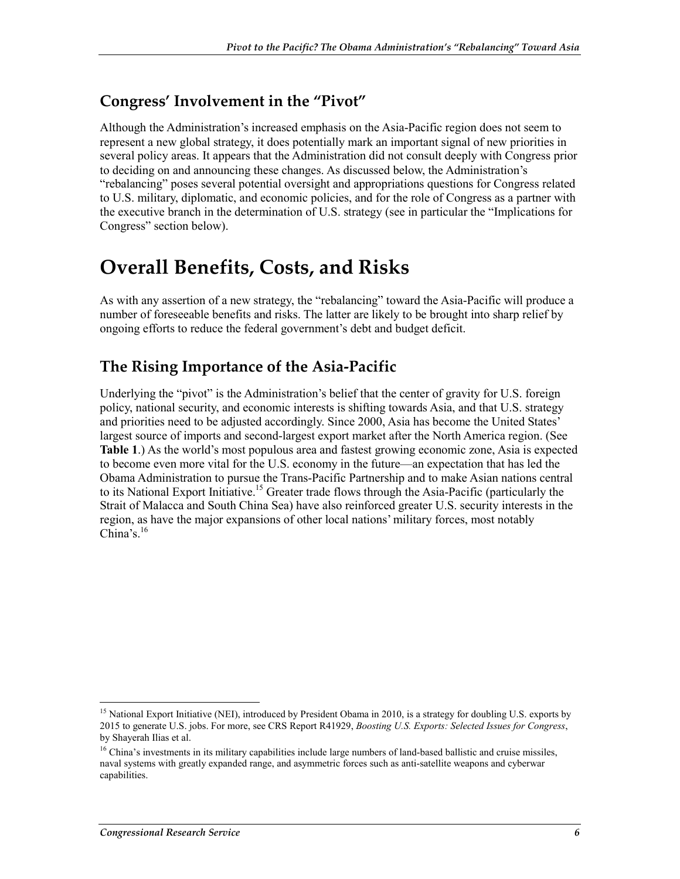### Congress' Involvement in the "Pivot"

Although the Administration's increased emphasis on the Asia-Pacific region does not seem to represent a new global strategy, it does potentially mark an important signal of new priorities in several policy areas. It appears that the Administration did not consult deeply with Congress prior to deciding on and announcing these changes. As discussed below, the Administration's "rebalancing" poses several potential oversight and appropriations questions for Congress related to U.S. military, diplomatic, and economic policies, and for the role of Congress as a partner with the executive branch in the determination of U.S. strategy (see in particular the "Implications for Congress" section below).

## Overall Benefits, Costs, and Risks

As with any assertion of a new strategy, the "rebalancing" toward the Asia-Pacific will produce a number of foreseeable benefits and risks. The latter are likely to be brought into sharp relief by ongoing efforts to reduce the federal government's debt and budget deficit.

### The Rising Importance of the Asia-Pacific

Underlying the "pivot" is the Administration's belief that the center of gravity for U.S. foreign policy, national security, and economic interests is shifting towards Asia, and that U.S. strategy and priorities need to be adjusted accordingly. Since 2000, Asia has become the United States' largest source of imports and second-largest export market after the North America region. (See **Table 1**.) As the world's most populous area and fastest growing economic zone, Asia is expected to become even more vital for the U.S. economy in the future—an expectation that has led the Obama Administration to pursue the Trans-Pacific Partnership and to make Asian nations central to its National Export Initiative.[15] Greater trade flows through the Asia-Pacific (particularly the Strait of Malacca and South China Sea) have also reinforced greater U.S. security interests in the region, as have the major expansions of other local nations' military forces, most notably China's.[16]

---

[15] National Export Initiative (NEI), introduced by President Obama in 2010, is a strategy for doubling U.S. exports by 2015 to generate U.S. jobs. For more, see CRS Report R41929, *Boosting U.S. Exports: Selected Issues for Congress*, by Shayerah Ilias et al.

[16] China's investments in its military capabilities include large numbers of land-based ballistic and cruise missiles, naval systems with greatly expanded range, and asymmetric forces such as anti-satellite weapons and cyberwar capabilities.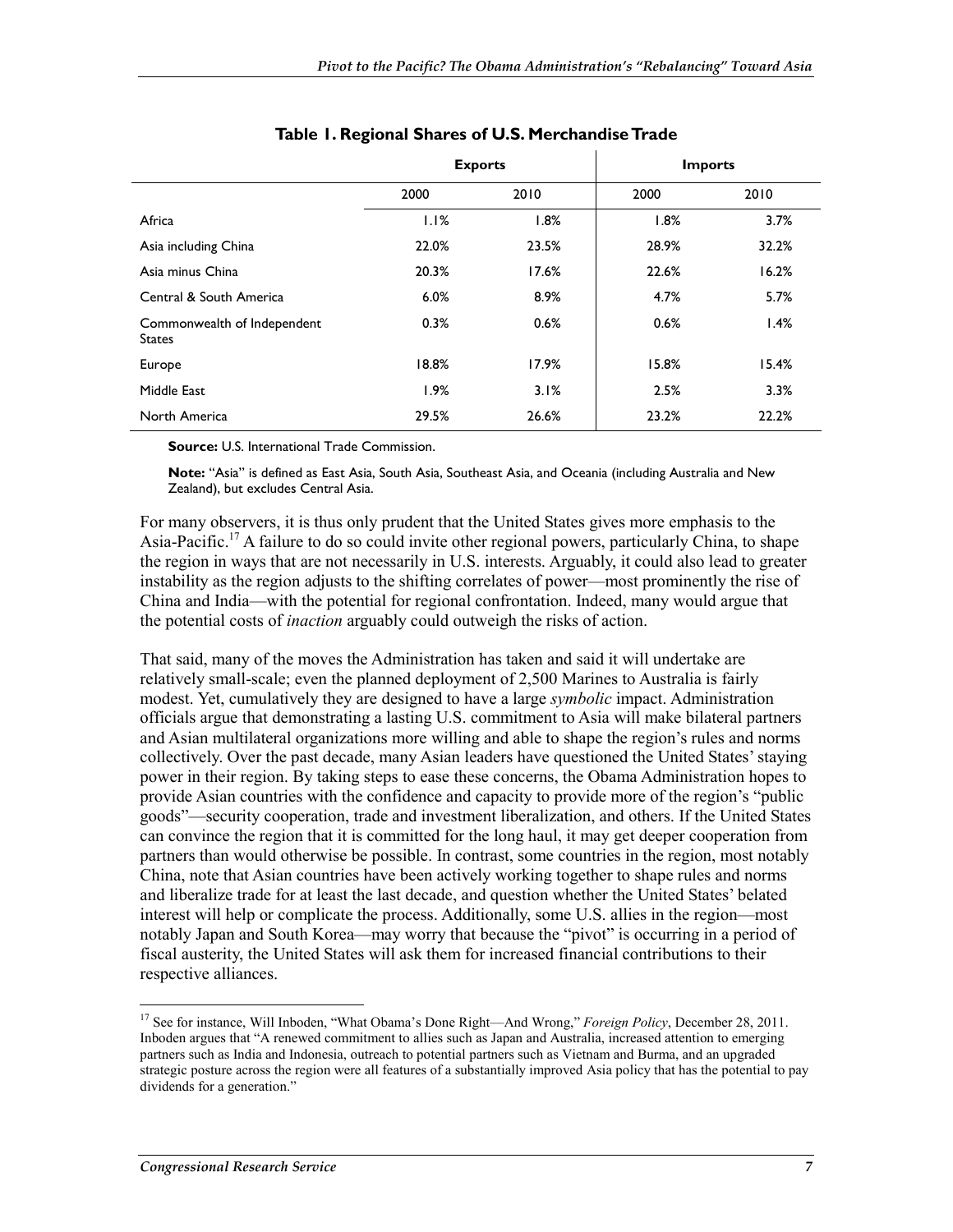**Table 1. Regional Shares of U.S. Merchandise Trade**

| | Exports | | Imports | |
|---|---|---|---|---|
| | 2000 | 2010 | 2000 | 2010 |
| Africa | 1.1% | 1.8% | 1.8% | 3.7% |
| Asia including China | 22.0% | 23.5% | 28.9% | 32.2% |
| Asia minus China | 20.3% | 17.6% | 22.6% | 16.2% |
| Central & South America | 6.0% | 8.9% | 4.7% | 5.7% |
| Commonwealth of Independent States | 0.3% | 0.6% | 0.6% | 1.4% |
| Europe | 18.8% | 17.9% | 15.8% | 15.4% |
| Middle East | 1.9% | 3.1% | 2.5% | 3.3% |
| North America | 29.5% | 26.6% | 23.2% | 22.2% |

**Source:** U.S. International Trade Commission.

**Note:** "Asia" is defined as East Asia, South Asia, Southeast Asia, and Oceania (including Australia and New Zealand), but excludes Central Asia.

For many observers, it is thus only prudent that the United States gives more emphasis to the Asia-Pacific.[17] A failure to do so could invite other regional powers, particularly China, to shape the region in ways that are not necessarily in U.S. interests. Arguably, it could also lead to greater instability as the region adjusts to the shifting correlates of power—most prominently the rise of China and India—with the potential for regional confrontation. Indeed, many would argue that the potential costs of *inaction* arguably could outweigh the risks of action.

That said, many of the moves the Administration has taken and said it will undertake are relatively small-scale; even the planned deployment of 2,500 Marines to Australia is fairly modest. Yet, cumulatively they are designed to have a large *symbolic* impact. Administration officials argue that demonstrating a lasting U.S. commitment to Asia will make bilateral partners and Asian multilateral organizations more willing and able to shape the region's rules and norms collectively. Over the past decade, many Asian leaders have questioned the United States' staying power in their region. By taking steps to ease these concerns, the Obama Administration hopes to provide Asian countries with the confidence and capacity to provide more of the region's "public goods"—security cooperation, trade and investment liberalization, and others. If the United States can convince the region that it is committed for the long haul, it may get deeper cooperation from partners than would otherwise be possible. In contrast, some countries in the region, most notably China, note that Asian countries have been actively working together to shape rules and norms and liberalize trade for at least the last decade, and question whether the United States' belated interest will help or complicate the process. Additionally, some U.S. allies in the region—most notably Japan and South Korea—may worry that because the "pivot" is occurring in a period of fiscal austerity, the United States will ask them for increased financial contributions to their respective alliances.

---

[17] See for instance, Will Inboden, "What Obama's Done Right—And Wrong," *Foreign Policy*, December 28, 2011. Inboden argues that "A renewed commitment to allies such as Japan and Australia, increased attention to emerging partners such as India and Indonesia, outreach to potential partners such as Vietnam and Burma, and an upgraded strategic posture across the region were all features of a substantially improved Asia policy that has the potential to pay dividends for a generation."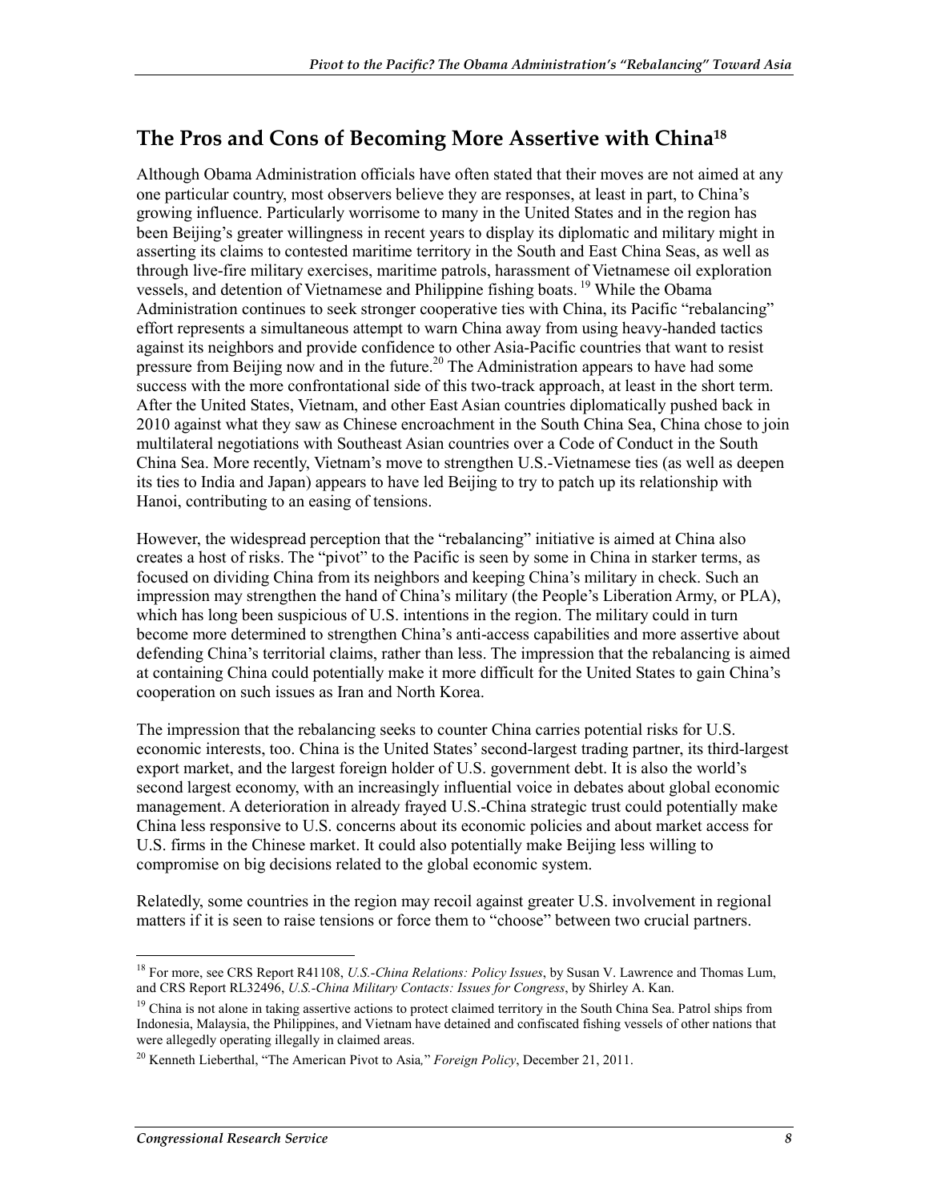## The Pros and Cons of Becoming More Assertive with China[18]

Although Obama Administration officials have often stated that their moves are not aimed at any one particular country, most observers believe they are responses, at least in part, to China's growing influence. Particularly worrisome to many in the United States and in the region has been Beijing's greater willingness in recent years to display its diplomatic and military might in asserting its claims to contested maritime territory in the South and East China Seas, as well as through live-fire military exercises, maritime patrols, harassment of Vietnamese oil exploration vessels, and detention of Vietnamese and Philippine fishing boats.[19] While the Obama Administration continues to seek stronger cooperative ties with China, its Pacific "rebalancing" effort represents a simultaneous attempt to warn China away from using heavy-handed tactics against its neighbors and provide confidence to other Asia-Pacific countries that want to resist pressure from Beijing now and in the future.[20] The Administration appears to have had some success with the more confrontational side of this two-track approach, at least in the short term. After the United States, Vietnam, and other East Asian countries diplomatically pushed back in 2010 against what they saw as Chinese encroachment in the South China Sea, China chose to join multilateral negotiations with Southeast Asian countries over a Code of Conduct in the South China Sea. More recently, Vietnam's move to strengthen U.S.-Vietnamese ties (as well as deepen its ties to India and Japan) appears to have led Beijing to try to patch up its relationship with Hanoi, contributing to an easing of tensions.

However, the widespread perception that the "rebalancing" initiative is aimed at China also creates a host of risks. The "pivot" to the Pacific is seen by some in China in starker terms, as focused on dividing China from its neighbors and keeping China's military in check. Such an impression may strengthen the hand of China's military (the People's Liberation Army, or PLA), which has long been suspicious of U.S. intentions in the region. The military could in turn become more determined to strengthen China's anti-access capabilities and more assertive about defending China's territorial claims, rather than less. The impression that the rebalancing is aimed at containing China could potentially make it more difficult for the United States to gain China's cooperation on such issues as Iran and North Korea.

The impression that the rebalancing seeks to counter China carries potential risks for U.S. economic interests, too. China is the United States' second-largest trading partner, its third-largest export market, and the largest foreign holder of U.S. government debt. It is also the world's second largest economy, with an increasingly influential voice in debates about global economic management. A deterioration in already frayed U.S.-China strategic trust could potentially make China less responsive to U.S. concerns about its economic policies and about market access for U.S. firms in the Chinese market. It could also potentially make Beijing less willing to compromise on big decisions related to the global economic system.

Relatedly, some countries in the region may recoil against greater U.S. involvement in regional matters if it is seen to raise tensions or force them to "choose" between two crucial partners.

---

[18] For more, see CRS Report R41108, *U.S.-China Relations: Policy Issues*, by Susan V. Lawrence and Thomas Lum, and CRS Report RL32496, *U.S.-China Military Contacts: Issues for Congress*, by Shirley A. Kan.

[19] China is not alone in taking assertive actions to protect claimed territory in the South China Sea. Patrol ships from Indonesia, Malaysia, the Philippines, and Vietnam have detained and confiscated fishing vessels of other nations that were allegedly operating illegally in claimed areas.

[20] Kenneth Lieberthal, "The American Pivot to Asia," *Foreign Policy*, December 21, 2011.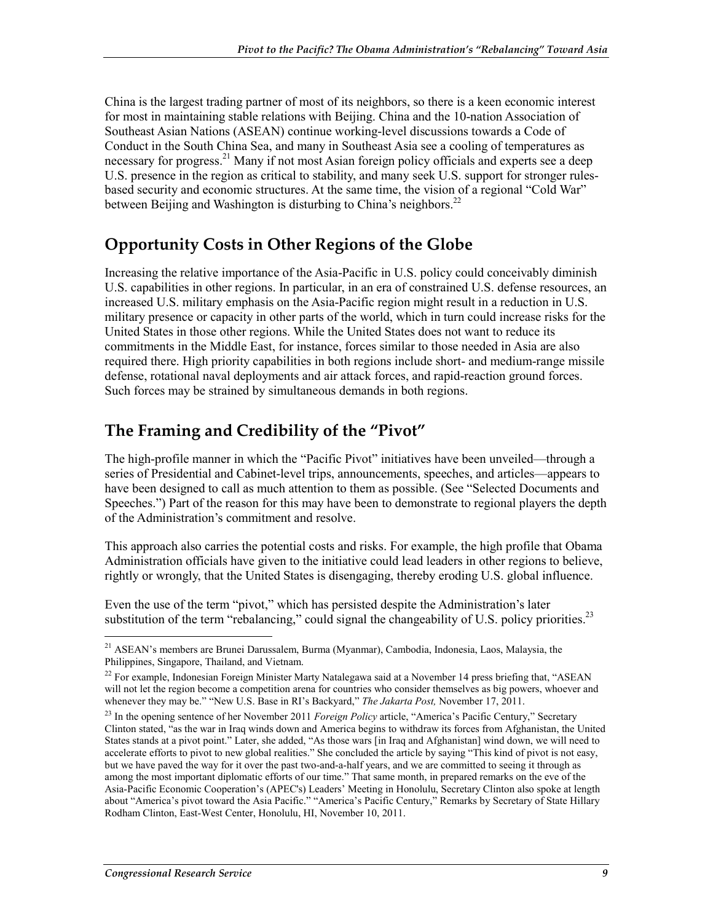China is the largest trading partner of most of its neighbors, so there is a keen economic interest for most in maintaining stable relations with Beijing. China and the 10-nation Association of Southeast Asian Nations (ASEAN) continue working-level discussions towards a Code of Conduct in the South China Sea, and many in Southeast Asia see a cooling of temperatures as necessary for progress.[21] Many if not most Asian foreign policy officials and experts see a deep U.S. presence in the region as critical to stability, and many seek U.S. support for stronger rules-based security and economic structures. At the same time, the vision of a regional "Cold War" between Beijing and Washington is disturbing to China's neighbors.[22]

## Opportunity Costs in Other Regions of the Globe

Increasing the relative importance of the Asia-Pacific in U.S. policy could conceivably diminish U.S. capabilities in other regions. In particular, in an era of constrained U.S. defense resources, an increased U.S. military emphasis on the Asia-Pacific region might result in a reduction in U.S. military presence or capacity in other parts of the world, which in turn could increase risks for the United States in those other regions. While the United States does not want to reduce its commitments in the Middle East, for instance, forces similar to those needed in Asia are also required there. High priority capabilities in both regions include short- and medium-range missile defense, rotational naval deployments and air attack forces, and rapid-reaction ground forces. Such forces may be strained by simultaneous demands in both regions.

## The Framing and Credibility of the "Pivot"

The high-profile manner in which the "Pacific Pivot" initiatives have been unveiled—through a series of Presidential and Cabinet-level trips, announcements, speeches, and articles—appears to have been designed to call as much attention to them as possible. (See "Selected Documents and Speeches.") Part of the reason for this may have been to demonstrate to regional players the depth of the Administration's commitment and resolve.

This approach also carries the potential costs and risks. For example, the high profile that Obama Administration officials have given to the initiative could lead leaders in other regions to believe, rightly or wrongly, that the United States is disengaging, thereby eroding U.S. global influence.

Even the use of the term "pivot," which has persisted despite the Administration's later substitution of the term "rebalancing," could signal the changeability of U.S. policy priorities.[23]

---

[21] ASEAN's members are Brunei Darussalem, Burma (Myanmar), Cambodia, Indonesia, Laos, Malaysia, the Philippines, Singapore, Thailand, and Vietnam.

[22] For example, Indonesian Foreign Minister Marty Natalegawa said at a November 14 press briefing that, "ASEAN will not let the region become a competition arena for countries who consider themselves as big powers, whoever and whenever they may be." "New U.S. Base in RI's Backyard," *The Jakarta Post,* November 17, 2011.

[23] In the opening sentence of her November 2011 *Foreign Policy* article, "America's Pacific Century," Secretary Clinton stated, "as the war in Iraq winds down and America begins to withdraw its forces from Afghanistan, the United States stands at a pivot point." Later, she added, "As those wars [in Iraq and Afghanistan] wind down, we will need to accelerate efforts to pivot to new global realities." She concluded the article by saying "This kind of pivot is not easy, but we have paved the way for it over the past two-and-a-half years, and we are committed to seeing it through as among the most important diplomatic efforts of our time." That same month, in prepared remarks on the eve of the Asia-Pacific Economic Cooperation's (APEC's) Leaders' Meeting in Honolulu, Secretary Clinton also spoke at length about "America's pivot toward the Asia Pacific." "America's Pacific Century," Remarks by Secretary of State Hillary Rodham Clinton, East-West Center, Honolulu, HI, November 10, 2011.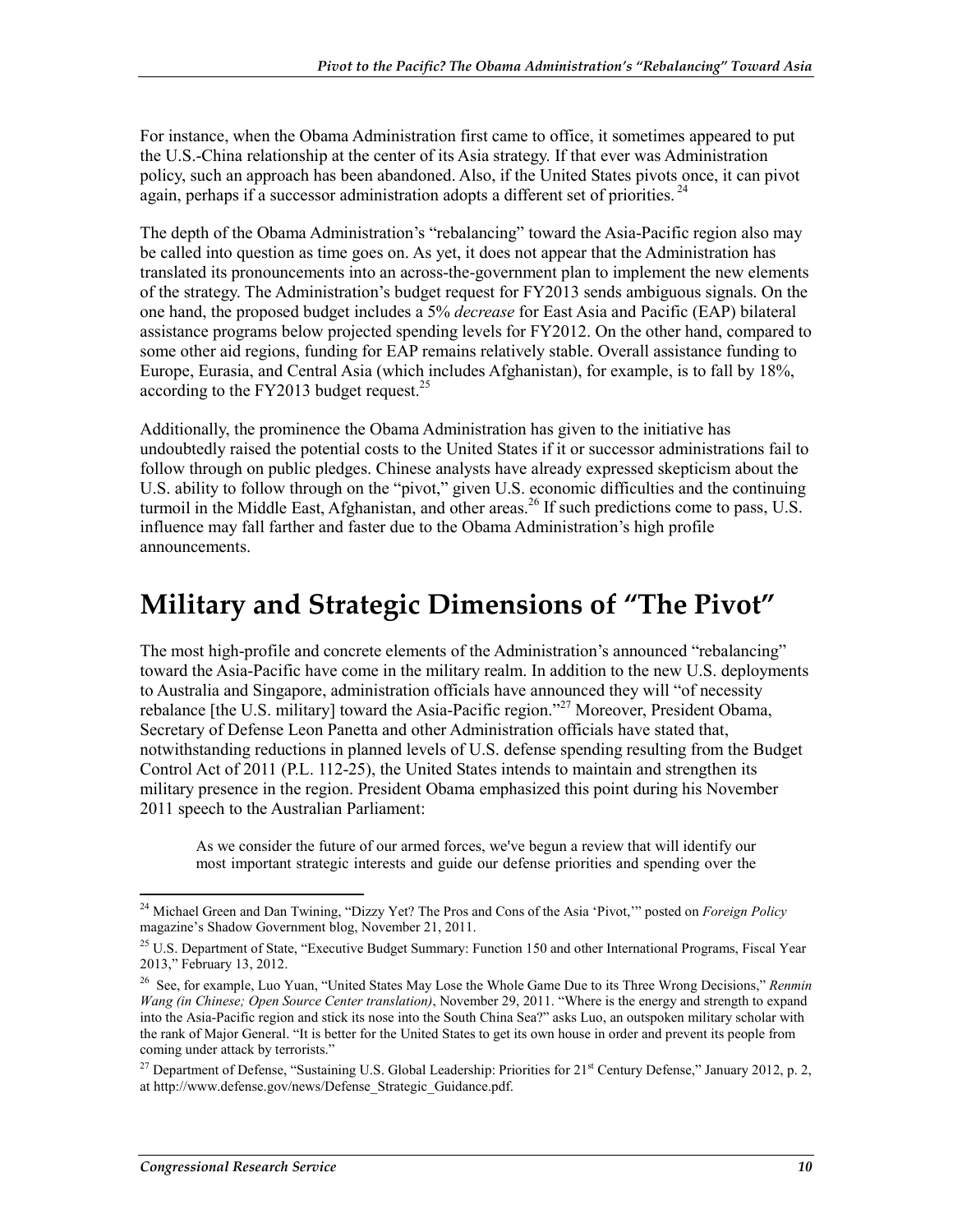For instance, when the Obama Administration first came to office, it sometimes appeared to put the U.S.-China relationship at the center of its Asia strategy. If that ever was Administration policy, such an approach has been abandoned. Also, if the United States pivots once, it can pivot again, perhaps if a successor administration adopts a different set of priorities. [24]

The depth of the Obama Administration's "rebalancing" toward the Asia-Pacific region also may be called into question as time goes on. As yet, it does not appear that the Administration has translated its pronouncements into an across-the-government plan to implement the new elements of the strategy. The Administration's budget request for FY2013 sends ambiguous signals. On the one hand, the proposed budget includes a 5% *decrease* for East Asia and Pacific (EAP) bilateral assistance programs below projected spending levels for FY2012. On the other hand, compared to some other aid regions, funding for EAP remains relatively stable. Overall assistance funding to Europe, Eurasia, and Central Asia (which includes Afghanistan), for example, is to fall by 18%, according to the FY2013 budget request.[25]

Additionally, the prominence the Obama Administration has given to the initiative has undoubtedly raised the potential costs to the United States if it or successor administrations fail to follow through on public pledges. Chinese analysts have already expressed skepticism about the U.S. ability to follow through on the "pivot," given U.S. economic difficulties and the continuing turmoil in the Middle East, Afghanistan, and other areas.[26] If such predictions come to pass, U.S. influence may fall farther and faster due to the Obama Administration's high profile announcements.

# Military and Strategic Dimensions of "The Pivot"

The most high-profile and concrete elements of the Administration's announced "rebalancing" toward the Asia-Pacific have come in the military realm. In addition to the new U.S. deployments to Australia and Singapore, administration officials have announced they will "of necessity rebalance [the U.S. military] toward the Asia-Pacific region."[27] Moreover, President Obama, Secretary of Defense Leon Panetta and other Administration officials have stated that, notwithstanding reductions in planned levels of U.S. defense spending resulting from the Budget Control Act of 2011 (P.L. 112-25), the United States intends to maintain and strengthen its military presence in the region. President Obama emphasized this point during his November 2011 speech to the Australian Parliament:

> As we consider the future of our armed forces, we've begun a review that will identify our most important strategic interests and guide our defense priorities and spending over the

---

[24] Michael Green and Dan Twining, "Dizzy Yet? The Pros and Cons of the Asia 'Pivot,'" posted on *Foreign Policy* magazine's Shadow Government blog, November 21, 2011.

[25] U.S. Department of State, "Executive Budget Summary: Function 150 and other International Programs, Fiscal Year 2013," February 13, 2012.

[26] See, for example, Luo Yuan, "United States May Lose the Whole Game Due to its Three Wrong Decisions," *Renmin Wang (in Chinese; Open Source Center translation)*, November 29, 2011. "Where is the energy and strength to expand into the Asia-Pacific region and stick its nose into the South China Sea?" asks Luo, an outspoken military scholar with the rank of Major General. "It is better for the United States to get its own house in order and prevent its people from coming under attack by terrorists."

[27] Department of Defense, "Sustaining U.S. Global Leadership: Priorities for 21st Century Defense," January 2012, p. 2, at http://www.defense.gov/news/Defense_Strategic_Guidance.pdf.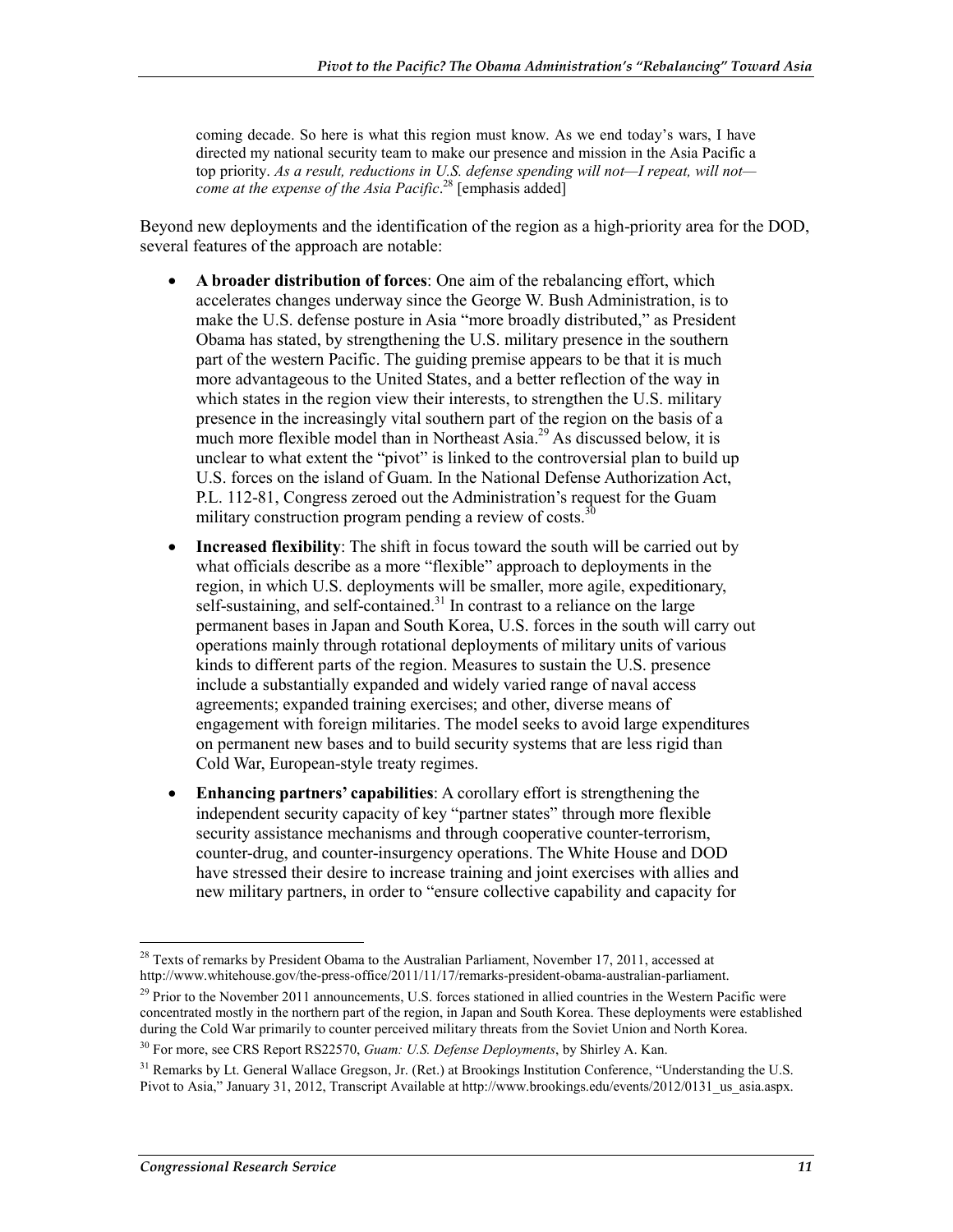> coming decade. So here is what this region must know. As we end today's wars, I have directed my national security team to make our presence and mission in the Asia Pacific a top priority. *As a result, reductions in U.S. defense spending will not—I repeat, will not—come at the expense of the Asia Pacific*.[28] [emphasis added]

Beyond new deployments and the identification of the region as a high-priority area for the DOD, several features of the approach are notable:

- **A broader distribution of forces**: One aim of the rebalancing effort, which accelerates changes underway since the George W. Bush Administration, is to make the U.S. defense posture in Asia "more broadly distributed," as President Obama has stated, by strengthening the U.S. military presence in the southern part of the western Pacific. The guiding premise appears to be that it is much more advantageous to the United States, and a better reflection of the way in which states in the region view their interests, to strengthen the U.S. military presence in the increasingly vital southern part of the region on the basis of a much more flexible model than in Northeast Asia.[29] As discussed below, it is unclear to what extent the "pivot" is linked to the controversial plan to build up U.S. forces on the island of Guam. In the National Defense Authorization Act, P.L. 112-81, Congress zeroed out the Administration's request for the Guam military construction program pending a review of costs.[30]
- **Increased flexibility**: The shift in focus toward the south will be carried out by what officials describe as a more "flexible" approach to deployments in the region, in which U.S. deployments will be smaller, more agile, expeditionary, self-sustaining, and self-contained.[31] In contrast to a reliance on the large permanent bases in Japan and South Korea, U.S. forces in the south will carry out operations mainly through rotational deployments of military units of various kinds to different parts of the region. Measures to sustain the U.S. presence include a substantially expanded and widely varied range of naval access agreements; expanded training exercises; and other, diverse means of engagement with foreign militaries. The model seeks to avoid large expenditures on permanent new bases and to build security systems that are less rigid than Cold War, European-style treaty regimes.
- **Enhancing partners' capabilities**: A corollary effort is strengthening the independent security capacity of key "partner states" through more flexible security assistance mechanisms and through cooperative counter-terrorism, counter-drug, and counter-insurgency operations. The White House and DOD have stressed their desire to increase training and joint exercises with allies and new military partners, in order to "ensure collective capability and capacity for

---

[28] Texts of remarks by President Obama to the Australian Parliament, November 17, 2011, accessed at http://www.whitehouse.gov/the-press-office/2011/11/17/remarks-president-obama-australian-parliament.

[29] Prior to the November 2011 announcements, U.S. forces stationed in allied countries in the Western Pacific were concentrated mostly in the northern part of the region, in Japan and South Korea. These deployments were established during the Cold War primarily to counter perceived military threats from the Soviet Union and North Korea.

[30] For more, see CRS Report RS22570, *Guam: U.S. Defense Deployments*, by Shirley A. Kan.

[31] Remarks by Lt. General Wallace Gregson, Jr. (Ret.) at Brookings Institution Conference, "Understanding the U.S. Pivot to Asia," January 31, 2012, Transcript Available at http://www.brookings.edu/events/2012/0131_us_asia.aspx.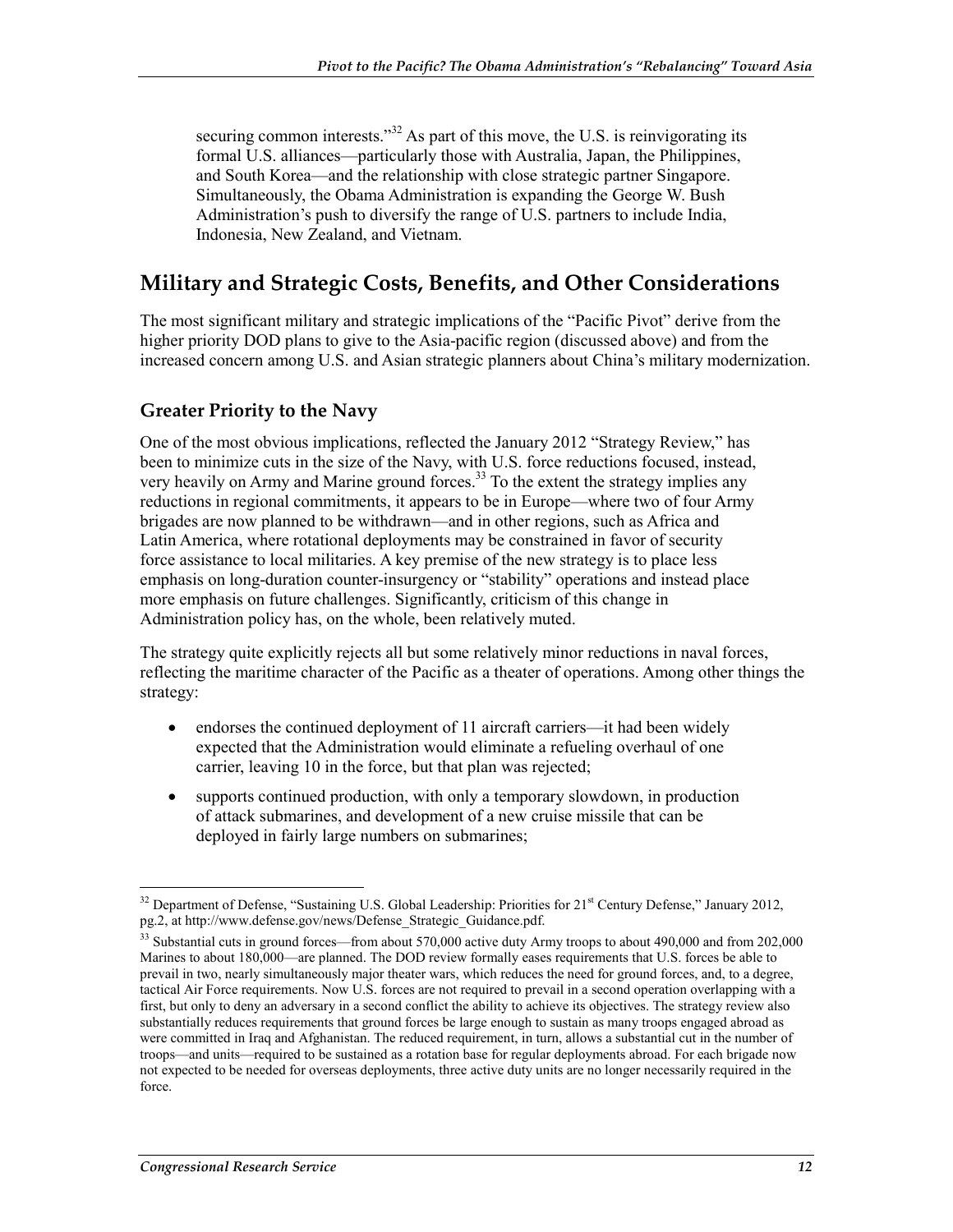securing common interests."[32] As part of this move, the U.S. is reinvigorating its formal U.S. alliances—particularly those with Australia, Japan, the Philippines, and South Korea—and the relationship with close strategic partner Singapore. Simultaneously, the Obama Administration is expanding the George W. Bush Administration's push to diversify the range of U.S. partners to include India, Indonesia, New Zealand, and Vietnam.

## Military and Strategic Costs, Benefits, and Other Considerations

The most significant military and strategic implications of the "Pacific Pivot" derive from the higher priority DOD plans to give to the Asia-pacific region (discussed above) and from the increased concern among U.S. and Asian strategic planners about China's military modernization.

### Greater Priority to the Navy

One of the most obvious implications, reflected the January 2012 "Strategy Review," has been to minimize cuts in the size of the Navy, with U.S. force reductions focused, instead, very heavily on Army and Marine ground forces.[33] To the extent the strategy implies any reductions in regional commitments, it appears to be in Europe—where two of four Army brigades are now planned to be withdrawn—and in other regions, such as Africa and Latin America, where rotational deployments may be constrained in favor of security force assistance to local militaries. A key premise of the new strategy is to place less emphasis on long-duration counter-insurgency or "stability" operations and instead place more emphasis on future challenges. Significantly, criticism of this change in Administration policy has, on the whole, been relatively muted.

The strategy quite explicitly rejects all but some relatively minor reductions in naval forces, reflecting the maritime character of the Pacific as a theater of operations. Among other things the strategy:

- endorses the continued deployment of 11 aircraft carriers—it had been widely expected that the Administration would eliminate a refueling overhaul of one carrier, leaving 10 in the force, but that plan was rejected;
- supports continued production, with only a temporary slowdown, in production of attack submarines, and development of a new cruise missile that can be deployed in fairly large numbers on submarines;

---

[32] Department of Defense, "Sustaining U.S. Global Leadership: Priorities for 21st Century Defense," January 2012, pg.2, at http://www.defense.gov/news/Defense_Strategic_Guidance.pdf.

[33] Substantial cuts in ground forces—from about 570,000 active duty Army troops to about 490,000 and from 202,000 Marines to about 180,000—are planned. The DOD review formally eases requirements that U.S. forces be able to prevail in two, nearly simultaneously major theater wars, which reduces the need for ground forces, and, to a degree, tactical Air Force requirements. Now U.S. forces are not required to prevail in a second operation overlapping with a first, but only to deny an adversary in a second conflict the ability to achieve its objectives. The strategy review also substantially reduces requirements that ground forces be large enough to sustain as many troops engaged abroad as were committed in Iraq and Afghanistan. The reduced requirement, in turn, allows a substantial cut in the number of troops—and units—required to be sustained as a rotation base for regular deployments abroad. For each brigade now not expected to be needed for overseas deployments, three active duty units are no longer necessarily required in the force.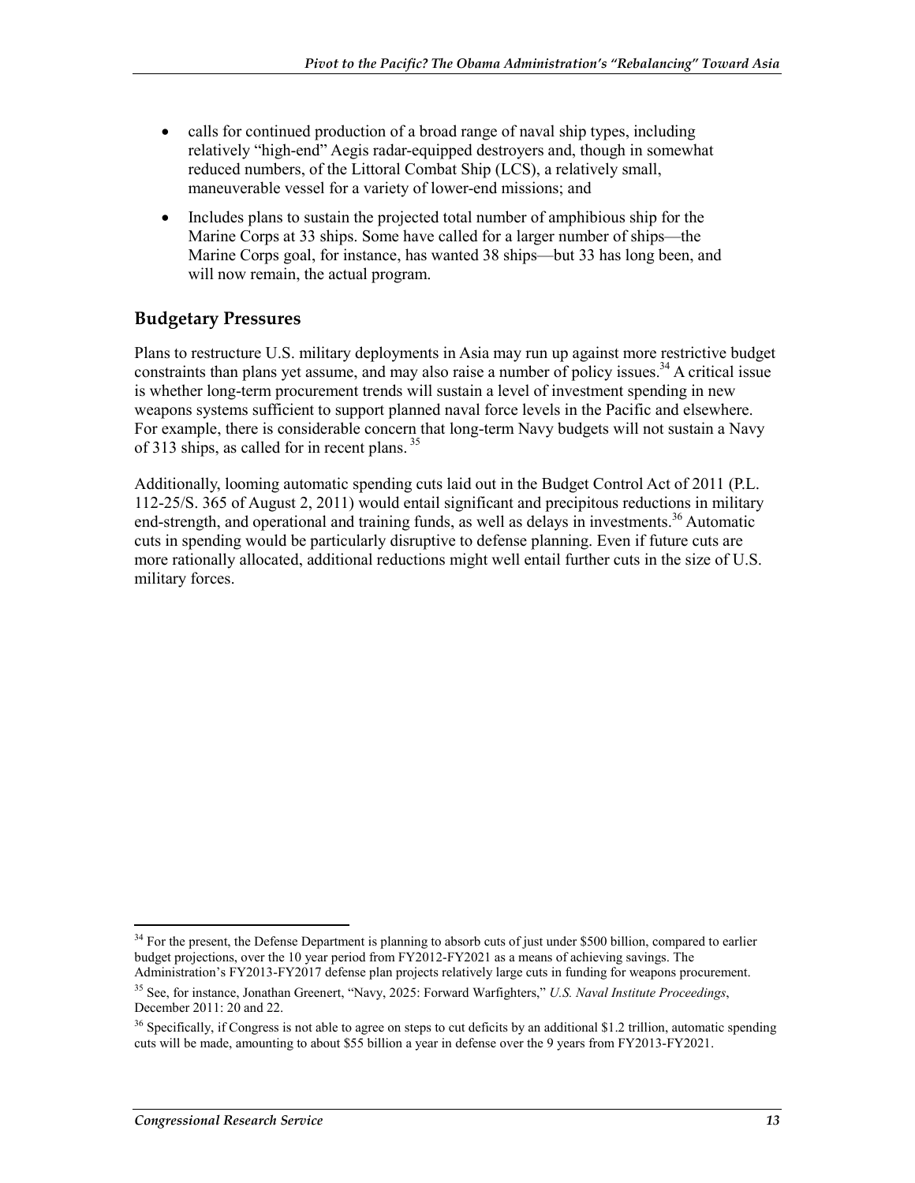- calls for continued production of a broad range of naval ship types, including relatively "high-end" Aegis radar-equipped destroyers and, though in somewhat reduced numbers, of the Littoral Combat Ship (LCS), a relatively small, maneuverable vessel for a variety of lower-end missions; and
- Includes plans to sustain the projected total number of amphibious ship for the Marine Corps at 33 ships. Some have called for a larger number of ships—the Marine Corps goal, for instance, has wanted 38 ships—but 33 has long been, and will now remain, the actual program.

## Budgetary Pressures

Plans to restructure U.S. military deployments in Asia may run up against more restrictive budget constraints than plans yet assume, and may also raise a number of policy issues.[34] A critical issue is whether long-term procurement trends will sustain a level of investment spending in new weapons systems sufficient to support planned naval force levels in the Pacific and elsewhere. For example, there is considerable concern that long-term Navy budgets will not sustain a Navy of 313 ships, as called for in recent plans.[35]

Additionally, looming automatic spending cuts laid out in the Budget Control Act of 2011 (P.L. 112-25/S. 365 of August 2, 2011) would entail significant and precipitous reductions in military end-strength, and operational and training funds, as well as delays in investments.[36] Automatic cuts in spending would be particularly disruptive to defense planning. Even if future cuts are more rationally allocated, additional reductions might well entail further cuts in the size of U.S. military forces.

---

[34] For the present, the Defense Department is planning to absorb cuts of just under $500 billion, compared to earlier budget projections, over the 10 year period from FY2012-FY2021 as a means of achieving savings. The Administration's FY2013-FY2017 defense plan projects relatively large cuts in funding for weapons procurement.

[35] See, for instance, Jonathan Greenert, "Navy, 2025: Forward Warfighters," *U.S. Naval Institute Proceedings*, December 2011: 20 and 22.

[36] Specifically, if Congress is not able to agree on steps to cut deficits by an additional $1.2 trillion, automatic spending cuts will be made, amounting to about $55 billion a year in defense over the 9 years from FY2013-FY2021.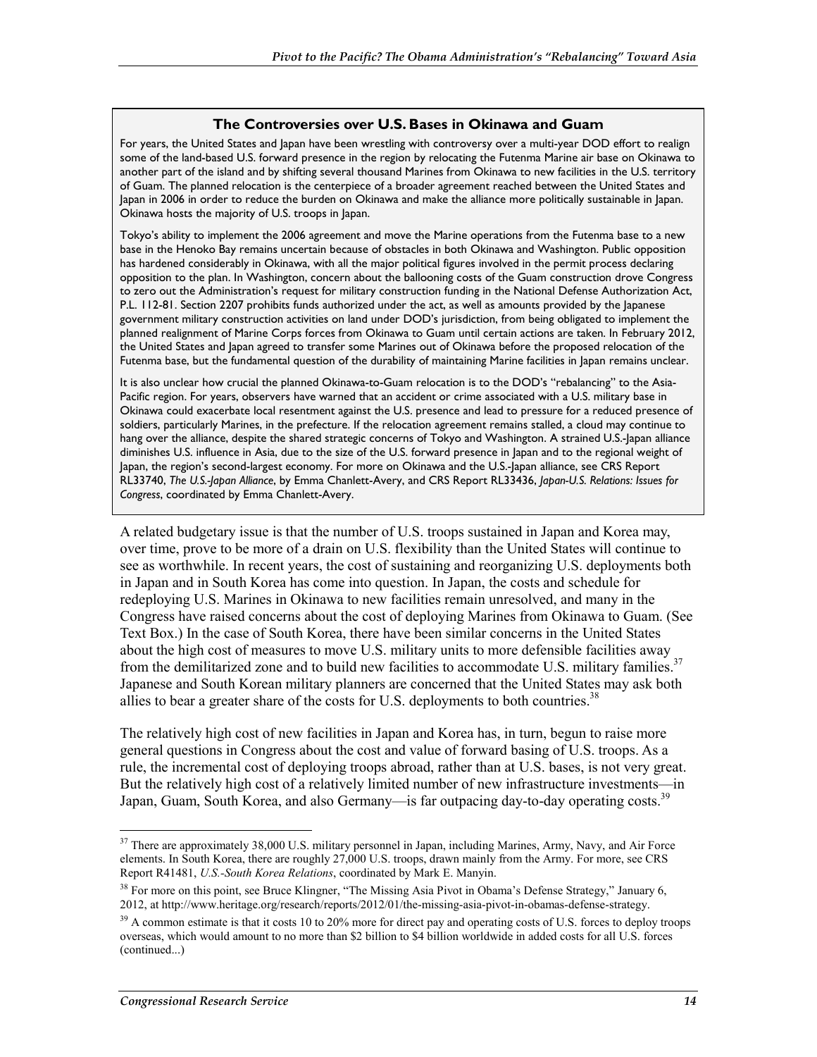### The Controversies over U.S. Bases in Okinawa and Guam

For years, the United States and Japan have been wrestling with controversy over a multi-year DOD effort to realign some of the land-based U.S. forward presence in the region by relocating the Futenma Marine air base on Okinawa to another part of the island and by shifting several thousand Marines from Okinawa to new facilities in the U.S. territory of Guam. The planned relocation is the centerpiece of a broader agreement reached between the United States and Japan in 2006 in order to reduce the burden on Okinawa and make the alliance more politically sustainable in Japan. Okinawa hosts the majority of U.S. troops in Japan.

Tokyo's ability to implement the 2006 agreement and move the Marine operations from the Futenma base to a new base in the Henoko Bay remains uncertain because of obstacles in both Okinawa and Washington. Public opposition has hardened considerably in Okinawa, with all the major political figures involved in the permit process declaring opposition to the plan. In Washington, concern about the ballooning costs of the Guam construction drove Congress to zero out the Administration's request for military construction funding in the National Defense Authorization Act, P.L. 112-81. Section 2207 prohibits funds authorized under the act, as well as amounts provided by the Japanese government military construction activities on land under DOD's jurisdiction, from being obligated to implement the planned realignment of Marine Corps forces from Okinawa to Guam until certain actions are taken. In February 2012, the United States and Japan agreed to transfer some Marines out of Okinawa before the proposed relocation of the Futenma base, but the fundamental question of the durability of maintaining Marine facilities in Japan remains unclear.

It is also unclear how crucial the planned Okinawa-to-Guam relocation is to the DOD's "rebalancing" to the Asia-Pacific region. For years, observers have warned that an accident or crime associated with a U.S. military base in Okinawa could exacerbate local resentment against the U.S. presence and lead to pressure for a reduced presence of soldiers, particularly Marines, in the prefecture. If the relocation agreement remains stalled, a cloud may continue to hang over the alliance, despite the shared strategic concerns of Tokyo and Washington. A strained U.S.-Japan alliance diminishes U.S. influence in Asia, due to the size of the U.S. forward presence in Japan and to the regional weight of Japan, the region's second-largest economy. For more on Okinawa and the U.S.-Japan alliance, see CRS Report RL33740, *The U.S.-Japan Alliance*, by Emma Chanlett-Avery, and CRS Report RL33436, *Japan-U.S. Relations: Issues for Congress*, coordinated by Emma Chanlett-Avery.

A related budgetary issue is that the number of U.S. troops sustained in Japan and Korea may, over time, prove to be more of a drain on U.S. flexibility than the United States will continue to see as worthwhile. In recent years, the cost of sustaining and reorganizing U.S. deployments both in Japan and in South Korea has come into question. In Japan, the costs and schedule for redeploying U.S. Marines in Okinawa to new facilities remain unresolved, and many in the Congress have raised concerns about the cost of deploying Marines from Okinawa to Guam. (See Text Box.) In the case of South Korea, there have been similar concerns in the United States about the high cost of measures to move U.S. military units to more defensible facilities away from the demilitarized zone and to build new facilities to accommodate U.S. military families.[37] Japanese and South Korean military planners are concerned that the United States may ask both allies to bear a greater share of the costs for U.S. deployments to both countries.[38]

The relatively high cost of new facilities in Japan and Korea has, in turn, begun to raise more general questions in Congress about the cost and value of forward basing of U.S. troops. As a rule, the incremental cost of deploying troops abroad, rather than at U.S. bases, is not very great. But the relatively high cost of a relatively limited number of new infrastructure investments—in Japan, Guam, South Korea, and also Germany—is far outpacing day-to-day operating costs.[39]

---

[37] There are approximately 38,000 U.S. military personnel in Japan, including Marines, Army, Navy, and Air Force elements. In South Korea, there are roughly 27,000 U.S. troops, drawn mainly from the Army. For more, see CRS Report R41481, *U.S.-South Korea Relations*, coordinated by Mark E. Manyin.

[38] For more on this point, see Bruce Klingner, "The Missing Asia Pivot in Obama's Defense Strategy," January 6, 2012, at http://www.heritage.org/research/reports/2012/01/the-missing-asia-pivot-in-obamas-defense-strategy.

[39] A common estimate is that it costs 10 to 20% more for direct pay and operating costs of U.S. forces to deploy troops overseas, which would amount to no more than $2 billion to $4 billion worldwide in added costs for all U.S. forces (continued...)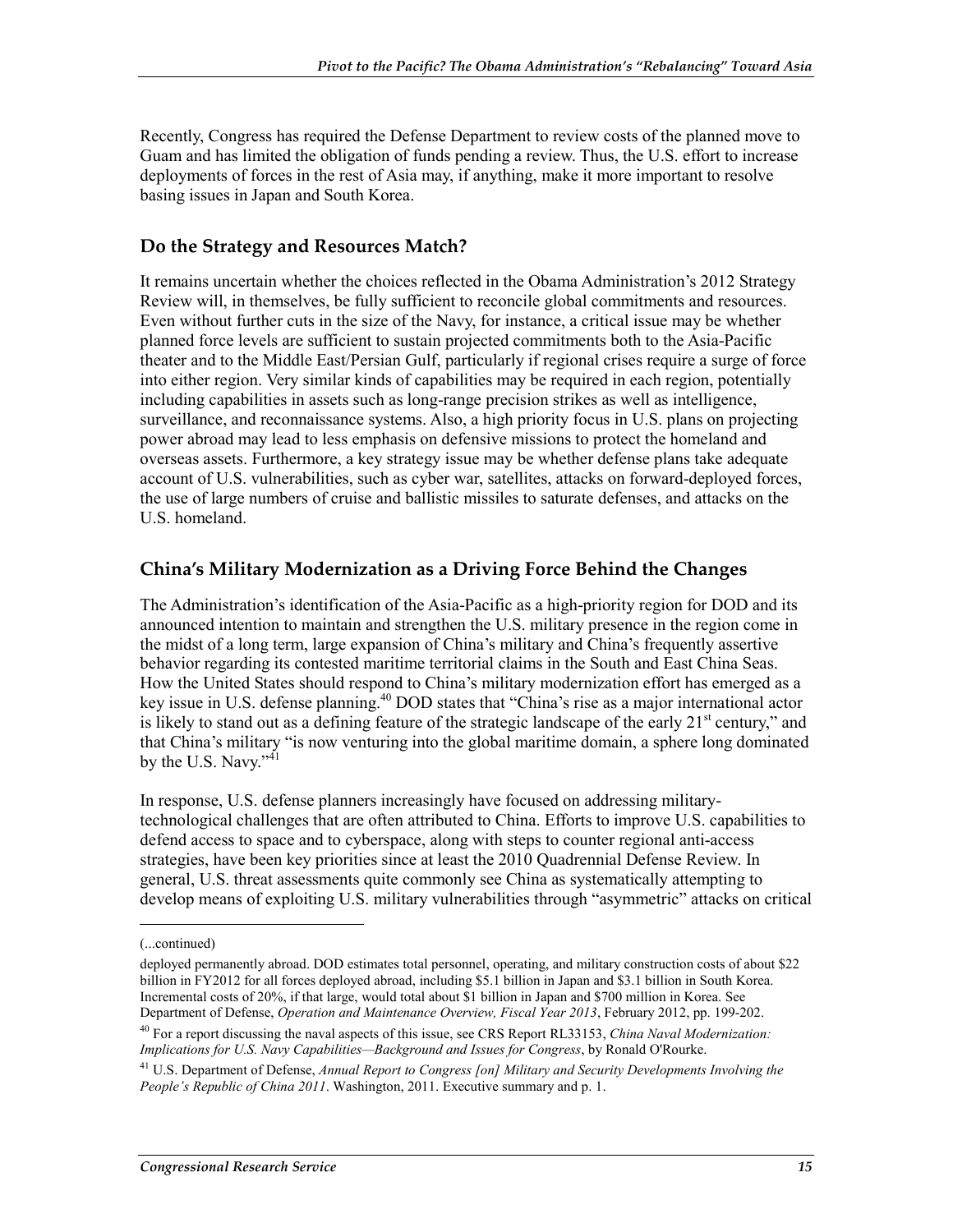Recently, Congress has required the Defense Department to review costs of the planned move to Guam and has limited the obligation of funds pending a review. Thus, the U.S. effort to increase deployments of forces in the rest of Asia may, if anything, make it more important to resolve basing issues in Japan and South Korea.

## Do the Strategy and Resources Match?

It remains uncertain whether the choices reflected in the Obama Administration's 2012 Strategy Review will, in themselves, be fully sufficient to reconcile global commitments and resources. Even without further cuts in the size of the Navy, for instance, a critical issue may be whether planned force levels are sufficient to sustain projected commitments both to the Asia-Pacific theater and to the Middle East/Persian Gulf, particularly if regional crises require a surge of force into either region. Very similar kinds of capabilities may be required in each region, potentially including capabilities in assets such as long-range precision strikes as well as intelligence, surveillance, and reconnaissance systems. Also, a high priority focus in U.S. plans on projecting power abroad may lead to less emphasis on defensive missions to protect the homeland and overseas assets. Furthermore, a key strategy issue may be whether defense plans take adequate account of U.S. vulnerabilities, such as cyber war, satellites, attacks on forward-deployed forces, the use of large numbers of cruise and ballistic missiles to saturate defenses, and attacks on the U.S. homeland.

## China's Military Modernization as a Driving Force Behind the Changes

The Administration's identification of the Asia-Pacific as a high-priority region for DOD and its announced intention to maintain and strengthen the U.S. military presence in the region come in the midst of a long term, large expansion of China's military and China's frequently assertive behavior regarding its contested maritime territorial claims in the South and East China Seas. How the United States should respond to China's military modernization effort has emerged as a key issue in U.S. defense planning.[40] DOD states that "China's rise as a major international actor is likely to stand out as a defining feature of the strategic landscape of the early 21st century," and that China's military "is now venturing into the global maritime domain, a sphere long dominated by the U.S. Navy."[41]

In response, U.S. defense planners increasingly have focused on addressing military-technological challenges that are often attributed to China. Efforts to improve U.S. capabilities to defend access to space and to cyberspace, along with steps to counter regional anti-access strategies, have been key priorities since at least the 2010 Quadrennial Defense Review. In general, U.S. threat assessments quite commonly see China as systematically attempting to develop means of exploiting U.S. military vulnerabilities through "asymmetric" attacks on critical

---

(...continued)

deployed permanently abroad. DOD estimates total personnel, operating, and military construction costs of about $22 billion in FY2012 for all forces deployed abroad, including $5.1 billion in Japan and $3.1 billion in South Korea. Incremental costs of 20%, if that large, would total about $1 billion in Japan and $700 million in Korea. See Department of Defense, *Operation and Maintenance Overview, Fiscal Year 2013*, February 2012, pp. 199-202.

[40] For a report discussing the naval aspects of this issue, see CRS Report RL33153, *China Naval Modernization: Implications for U.S. Navy Capabilities—Background and Issues for Congress*, by Ronald O'Rourke.

[41] U.S. Department of Defense, *Annual Report to Congress [on] Military and Security Developments Involving the People's Republic of China 2011*. Washington, 2011. Executive summary and p. 1.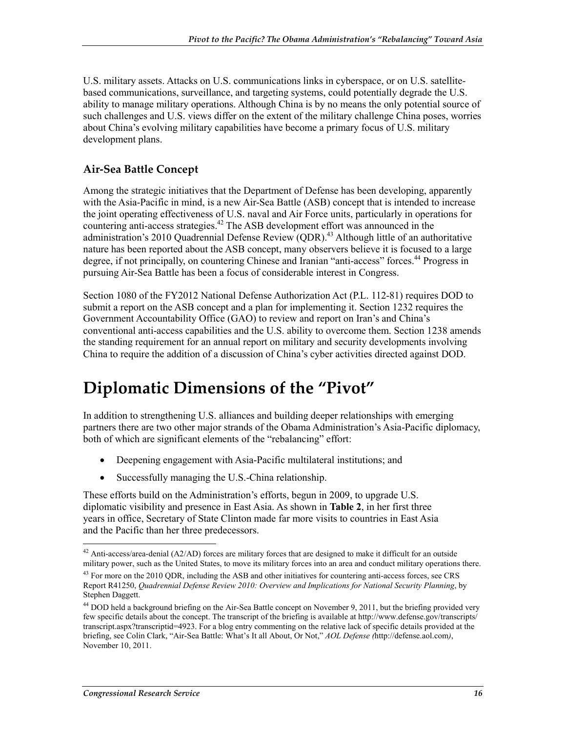U.S. military assets. Attacks on U.S. communications links in cyberspace, or on U.S. satellite-based communications, surveillance, and targeting systems, could potentially degrade the U.S. ability to manage military operations. Although China is by no means the only potential source of such challenges and U.S. views differ on the extent of the military challenge China poses, worries about China's evolving military capabilities have become a primary focus of U.S. military development plans.

### Air-Sea Battle Concept

Among the strategic initiatives that the Department of Defense has been developing, apparently with the Asia-Pacific in mind, is a new Air-Sea Battle (ASB) concept that is intended to increase the joint operating effectiveness of U.S. naval and Air Force units, particularly in operations for countering anti-access strategies.[42] The ASB development effort was announced in the administration's 2010 Quadrennial Defense Review (QDR).[43] Although little of an authoritative nature has been reported about the ASB concept, many observers believe it is focused to a large degree, if not principally, on countering Chinese and Iranian "anti-access" forces.[44] Progress in pursuing Air-Sea Battle has been a focus of considerable interest in Congress.

Section 1080 of the FY2012 National Defense Authorization Act (P.L. 112-81) requires DOD to submit a report on the ASB concept and a plan for implementing it. Section 1232 requires the Government Accountability Office (GAO) to review and report on Iran's and China's conventional anti-access capabilities and the U.S. ability to overcome them. Section 1238 amends the standing requirement for an annual report on military and security developments involving China to require the addition of a discussion of China's cyber activities directed against DOD.

# Diplomatic Dimensions of the "Pivot"

In addition to strengthening U.S. alliances and building deeper relationships with emerging partners there are two other major strands of the Obama Administration's Asia-Pacific diplomacy, both of which are significant elements of the "rebalancing" effort:

- Deepening engagement with Asia-Pacific multilateral institutions; and
- Successfully managing the U.S.-China relationship.

These efforts build on the Administration's efforts, begun in 2009, to upgrade U.S. diplomatic visibility and presence in East Asia. As shown in **Table 2**, in her first three years in office, Secretary of State Clinton made far more visits to countries in East Asia and the Pacific than her three predecessors.

---

[42] Anti-access/area-denial (A2/AD) forces are military forces that are designed to make it difficult for an outside military power, such as the United States, to move its military forces into an area and conduct military operations there.

[43] For more on the 2010 QDR, including the ASB and other initiatives for countering anti-access forces, see CRS Report R41250, *Quadrennial Defense Review 2010: Overview and Implications for National Security Planning*, by Stephen Daggett.

[44] DOD held a background briefing on the Air-Sea Battle concept on November 9, 2011, but the briefing provided very few specific details about the concept. The transcript of the briefing is available at http://www.defense.gov/transcripts/transcript.aspx?transcriptid=4923. For a blog entry commenting on the relative lack of specific details provided at the briefing, see Colin Clark, "Air-Sea Battle: What's It all About, Or Not," *AOL Defense (*http://defense.aol.com*)*, November 10, 2011.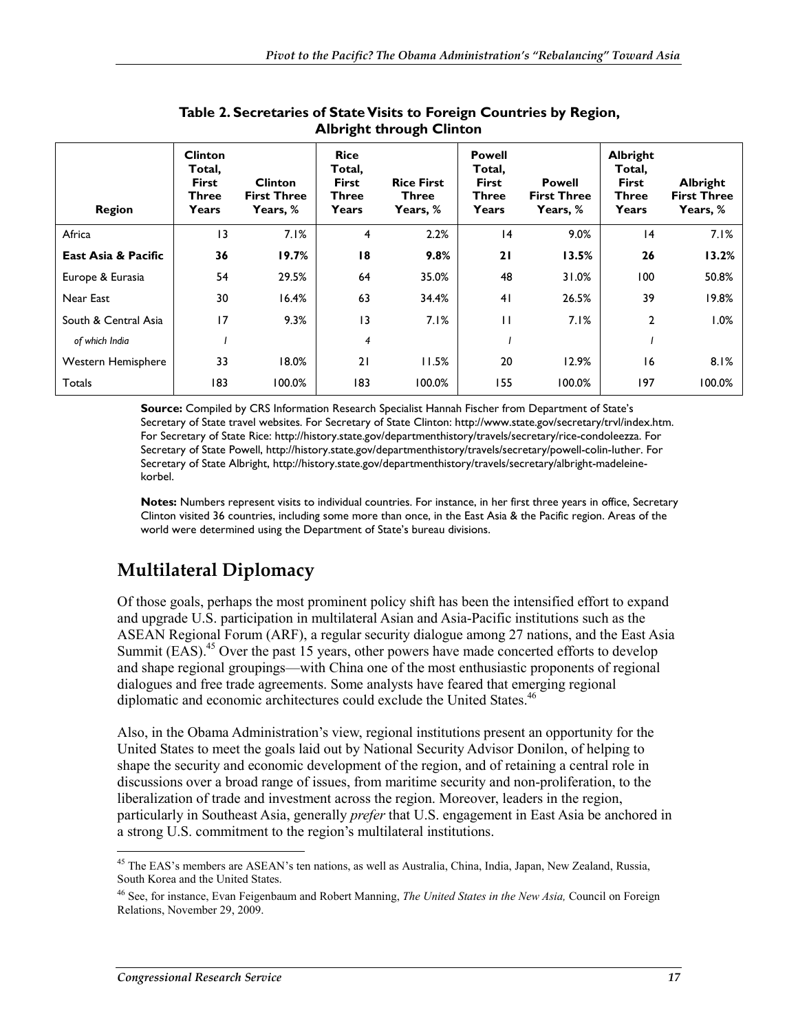**Table 2. Secretaries of State Visits to Foreign Countries by Region, Albright through Clinton**

| Region | Clinton Total, First Three Years | Clinton First Three Years, % | Rice Total, First Three Years | Rice First Three Years, % | Powell Total, First Three Years | Powell First Three Years, % | Albright Total, First Three Years | Albright First Three Years, % |
|---|---|---|---|---|---|---|---|---|
| Africa | 13 | 7.1% | 4 | 2.2% | 14 | 9.0% | 14 | 7.1% |
| **East Asia & Pacific** | **36** | **19.7%** | **18** | **9.8%** | **21** | **13.5%** | **26** | **13.2%** |
| Europe & Eurasia | 54 | 29.5% | 64 | 35.0% | 48 | 31.0% | 100 | 50.8% |
| Near East | 30 | 16.4% | 63 | 34.4% | 41 | 26.5% | 39 | 19.8% |
| South & Central Asia | 17 | 9.3% | 13 | 7.1% | 11 | 7.1% | 2 | 1.0% |
| *of which India* | *1* | | *4* | | *1* | | *1* | |
| Western Hemisphere | 33 | 18.0% | 21 | 11.5% | 20 | 12.9% | 16 | 8.1% |
| Totals | 183 | 100.0% | 183 | 100.0% | 155 | 100.0% | 197 | 100.0% |

**Source:** Compiled by CRS Information Research Specialist Hannah Fischer from Department of State's Secretary of State travel websites. For Secretary of State Clinton: http://www.state.gov/secretary/trvl/index.htm. For Secretary of State Rice: http://history.state.gov/departmenthistory/travels/secretary/rice-condoleezza. For Secretary of State Powell, http://history.state.gov/departmenthistory/travels/secretary/powell-colin-luther. For Secretary of State Albright, http://history.state.gov/departmenthistory/travels/secretary/albright-madeleine-korbel.

**Notes:** Numbers represent visits to individual countries. For instance, in her first three years in office, Secretary Clinton visited 36 countries, including some more than once, in the East Asia & the Pacific region. Areas of the world were determined using the Department of State's bureau divisions.

## Multilateral Diplomacy

Of those goals, perhaps the most prominent policy shift has been the intensified effort to expand and upgrade U.S. participation in multilateral Asian and Asia-Pacific institutions such as the ASEAN Regional Forum (ARF), a regular security dialogue among 27 nations, and the East Asia Summit (EAS).[45] Over the past 15 years, other powers have made concerted efforts to develop and shape regional groupings—with China one of the most enthusiastic proponents of regional dialogues and free trade agreements. Some analysts have feared that emerging regional diplomatic and economic architectures could exclude the United States.[46]

Also, in the Obama Administration's view, regional institutions present an opportunity for the United States to meet the goals laid out by National Security Advisor Donilon, of helping to shape the security and economic development of the region, and of retaining a central role in discussions over a broad range of issues, from maritime security and non-proliferation, to the liberalization of trade and investment across the region. Moreover, leaders in the region, particularly in Southeast Asia, generally *prefer* that U.S. engagement in East Asia be anchored in a strong U.S. commitment to the region's multilateral institutions.

[45] The EAS's members are ASEAN's ten nations, as well as Australia, China, India, Japan, New Zealand, Russia, South Korea and the United States.

[46] See, for instance, Evan Feigenbaum and Robert Manning, *The United States in the New Asia,* Council on Foreign Relations, November 29, 2009.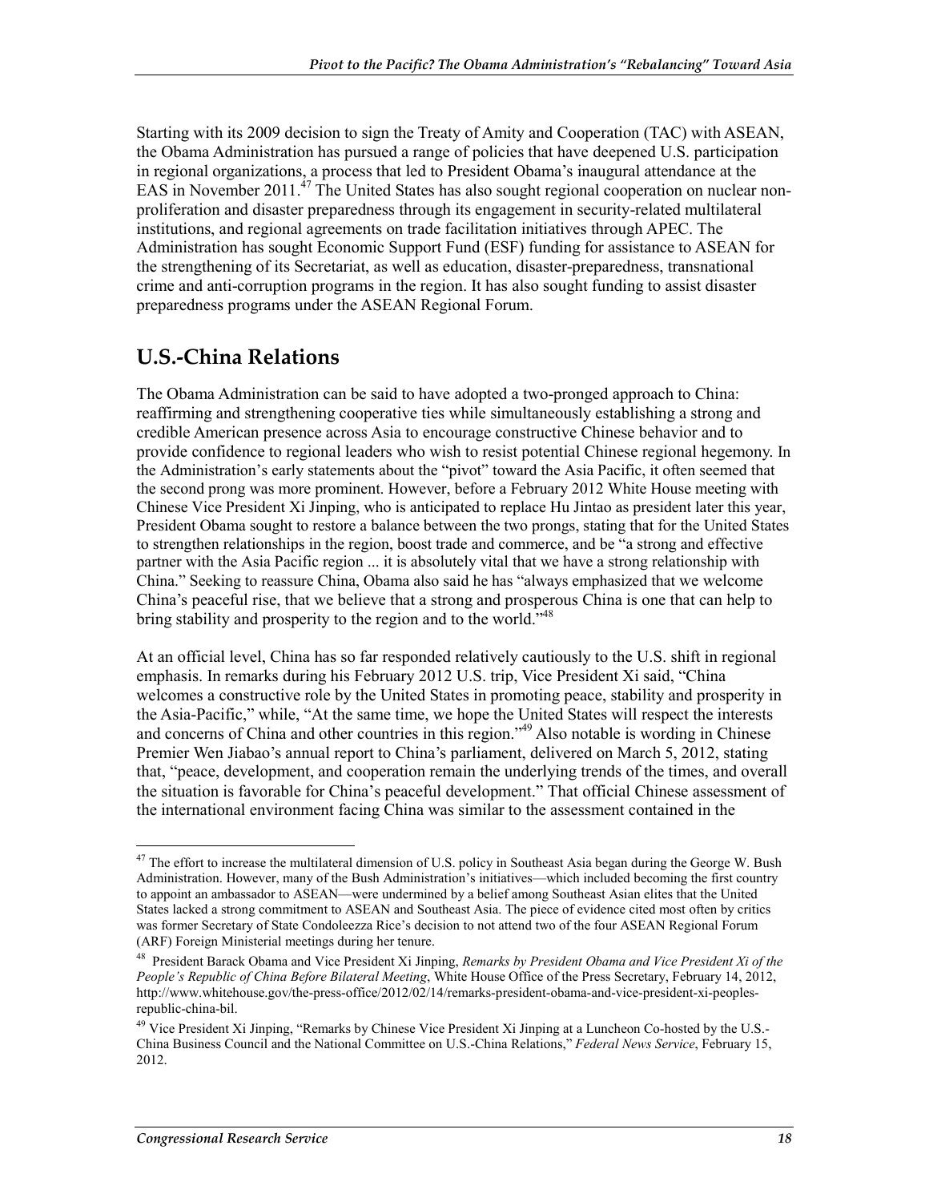Starting with its 2009 decision to sign the Treaty of Amity and Cooperation (TAC) with ASEAN, the Obama Administration has pursued a range of policies that have deepened U.S. participation in regional organizations, a process that led to President Obama's inaugural attendance at the EAS in November 2011.[47] The United States has also sought regional cooperation on nuclear non-proliferation and disaster preparedness through its engagement in security-related multilateral institutions, and regional agreements on trade facilitation initiatives through APEC. The Administration has sought Economic Support Fund (ESF) funding for assistance to ASEAN for the strengthening of its Secretariat, as well as education, disaster-preparedness, transnational crime and anti-corruption programs in the region. It has also sought funding to assist disaster preparedness programs under the ASEAN Regional Forum.

## U.S.-China Relations

The Obama Administration can be said to have adopted a two-pronged approach to China: reaffirming and strengthening cooperative ties while simultaneously establishing a strong and credible American presence across Asia to encourage constructive Chinese behavior and to provide confidence to regional leaders who wish to resist potential Chinese regional hegemony. In the Administration's early statements about the "pivot" toward the Asia Pacific, it often seemed that the second prong was more prominent. However, before a February 2012 White House meeting with Chinese Vice President Xi Jinping, who is anticipated to replace Hu Jintao as president later this year, President Obama sought to restore a balance between the two prongs, stating that for the United States to strengthen relationships in the region, boost trade and commerce, and be "a strong and effective partner with the Asia Pacific region ... it is absolutely vital that we have a strong relationship with China." Seeking to reassure China, Obama also said he has "always emphasized that we welcome China's peaceful rise, that we believe that a strong and prosperous China is one that can help to bring stability and prosperity to the region and to the world."[48]

At an official level, China has so far responded relatively cautiously to the U.S. shift in regional emphasis. In remarks during his February 2012 U.S. trip, Vice President Xi said, "China welcomes a constructive role by the United States in promoting peace, stability and prosperity in the Asia-Pacific," while, "At the same time, we hope the United States will respect the interests and concerns of China and other countries in this region."[49] Also notable is wording in Chinese Premier Wen Jiabao's annual report to China's parliament, delivered on March 5, 2012, stating that, "peace, development, and cooperation remain the underlying trends of the times, and overall the situation is favorable for China's peaceful development." That official Chinese assessment of the international environment facing China was similar to the assessment contained in the

---

[47] The effort to increase the multilateral dimension of U.S. policy in Southeast Asia began during the George W. Bush Administration. However, many of the Bush Administration's initiatives—which included becoming the first country to appoint an ambassador to ASEAN—were undermined by a belief among Southeast Asian elites that the United States lacked a strong commitment to ASEAN and Southeast Asia. The piece of evidence cited most often by critics was former Secretary of State Condoleezza Rice's decision to not attend two of the four ASEAN Regional Forum (ARF) Foreign Ministerial meetings during her tenure.

[48] President Barack Obama and Vice President Xi Jinping, *Remarks by President Obama and Vice President Xi of the People's Republic of China Before Bilateral Meeting*, White House Office of the Press Secretary, February 14, 2012, http://www.whitehouse.gov/the-press-office/2012/02/14/remarks-president-obama-and-vice-president-xi-peoples-republic-china-bil.

[49] Vice President Xi Jinping, "Remarks by Chinese Vice President Xi Jinping at a Luncheon Co-hosted by the U.S.-China Business Council and the National Committee on U.S.-China Relations," *Federal News Service*, February 15, 2012.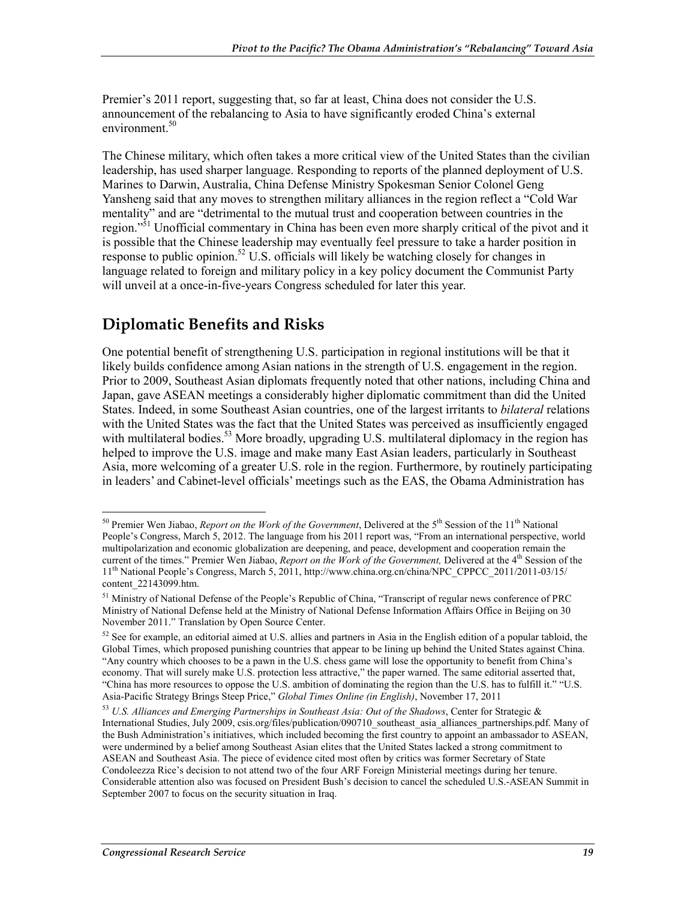Premier's 2011 report, suggesting that, so far at least, China does not consider the U.S. announcement of the rebalancing to Asia to have significantly eroded China's external environment.[50]

The Chinese military, which often takes a more critical view of the United States than the civilian leadership, has used sharper language. Responding to reports of the planned deployment of U.S. Marines to Darwin, Australia, China Defense Ministry Spokesman Senior Colonel Geng Yansheng said that any moves to strengthen military alliances in the region reflect a "Cold War mentality" and are "detrimental to the mutual trust and cooperation between countries in the region."[51] Unofficial commentary in China has been even more sharply critical of the pivot and it is possible that the Chinese leadership may eventually feel pressure to take a harder position in response to public opinion.[52] U.S. officials will likely be watching closely for changes in language related to foreign and military policy in a key policy document the Communist Party will unveil at a once-in-five-years Congress scheduled for later this year.

## Diplomatic Benefits and Risks

One potential benefit of strengthening U.S. participation in regional institutions will be that it likely builds confidence among Asian nations in the strength of U.S. engagement in the region. Prior to 2009, Southeast Asian diplomats frequently noted that other nations, including China and Japan, gave ASEAN meetings a considerably higher diplomatic commitment than did the United States. Indeed, in some Southeast Asian countries, one of the largest irritants to *bilateral* relations with the United States was the fact that the United States was perceived as insufficiently engaged with multilateral bodies.[53] More broadly, upgrading U.S. multilateral diplomacy in the region has helped to improve the U.S. image and make many East Asian leaders, particularly in Southeast Asia, more welcoming of a greater U.S. role in the region. Furthermore, by routinely participating in leaders' and Cabinet-level officials' meetings such as the EAS, the Obama Administration has

---

[50] Premier Wen Jiabao, *Report on the Work of the Government*, Delivered at the 5th Session of the 11th National People's Congress, March 5, 2012. The language from his 2011 report was, "From an international perspective, world multipolarization and economic globalization are deepening, and peace, development and cooperation remain the current of the times." Premier Wen Jiabao, *Report on the Work of the Government,* Delivered at the 4th Session of the 11th National People's Congress, March 5, 2011, http://www.china.org.cn/china/NPC_CPPCC_2011/2011-03/15/content_22143099.htm.

[51] Ministry of National Defense of the People's Republic of China, "Transcript of regular news conference of PRC Ministry of National Defense held at the Ministry of National Defense Information Affairs Office in Beijing on 30 November 2011." Translation by Open Source Center.

[52] See for example, an editorial aimed at U.S. allies and partners in Asia in the English edition of a popular tabloid, the Global Times, which proposed punishing countries that appear to be lining up behind the United States against China. "Any country which chooses to be a pawn in the U.S. chess game will lose the opportunity to benefit from China's economy. That will surely make U.S. protection less attractive," the paper warned. The same editorial asserted that, "China has more resources to oppose the U.S. ambition of dominating the region than the U.S. has to fulfill it." "U.S. Asia-Pacific Strategy Brings Steep Price," *Global Times Online (in English)*, November 17, 2011

[53] *U.S. Alliances and Emerging Partnerships in Southeast Asia: Out of the Shadows*, Center for Strategic & International Studies, July 2009, csis.org/files/publication/090710_southeast_asia_alliances_partnerships.pdf. Many of the Bush Administration's initiatives, which included becoming the first country to appoint an ambassador to ASEAN, were undermined by a belief among Southeast Asian elites that the United States lacked a strong commitment to ASEAN and Southeast Asia. The piece of evidence cited most often by critics was former Secretary of State Condoleezza Rice's decision to not attend two of the four ARF Foreign Ministerial meetings during her tenure. Considerable attention also was focused on President Bush's decision to cancel the scheduled U.S.-ASEAN Summit in September 2007 to focus on the security situation in Iraq.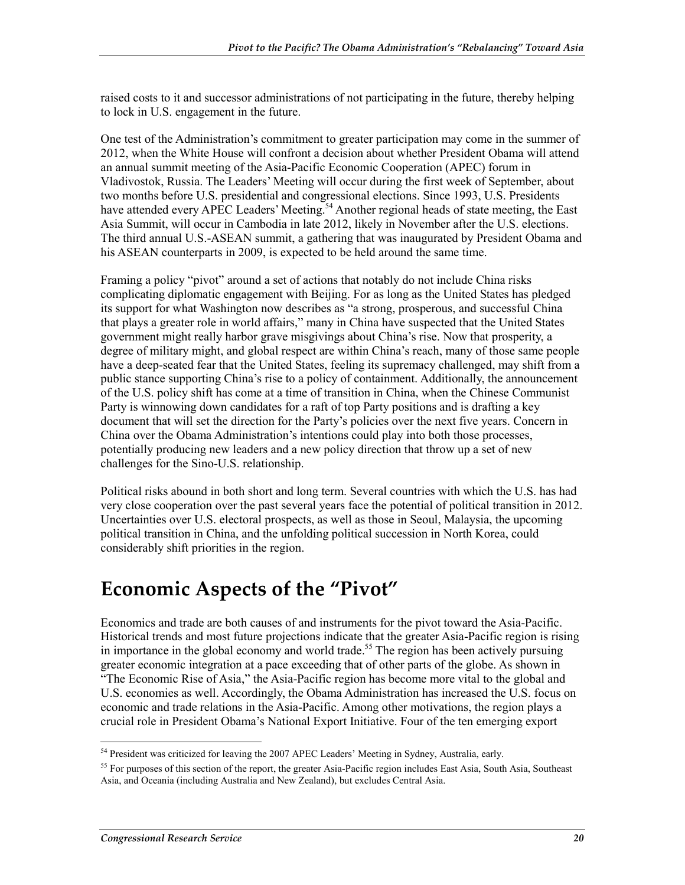raised costs to it and successor administrations of not participating in the future, thereby helping to lock in U.S. engagement in the future.

One test of the Administration's commitment to greater participation may come in the summer of 2012, when the White House will confront a decision about whether President Obama will attend an annual summit meeting of the Asia-Pacific Economic Cooperation (APEC) forum in Vladivostok, Russia. The Leaders' Meeting will occur during the first week of September, about two months before U.S. presidential and congressional elections. Since 1993, U.S. Presidents have attended every APEC Leaders' Meeting.[54] Another regional heads of state meeting, the East Asia Summit, will occur in Cambodia in late 2012, likely in November after the U.S. elections. The third annual U.S.-ASEAN summit, a gathering that was inaugurated by President Obama and his ASEAN counterparts in 2009, is expected to be held around the same time.

Framing a policy "pivot" around a set of actions that notably do not include China risks complicating diplomatic engagement with Beijing. For as long as the United States has pledged its support for what Washington now describes as "a strong, prosperous, and successful China that plays a greater role in world affairs," many in China have suspected that the United States government might really harbor grave misgivings about China's rise. Now that prosperity, a degree of military might, and global respect are within China's reach, many of those same people have a deep-seated fear that the United States, feeling its supremacy challenged, may shift from a public stance supporting China's rise to a policy of containment. Additionally, the announcement of the U.S. policy shift has come at a time of transition in China, when the Chinese Communist Party is winnowing down candidates for a raft of top Party positions and is drafting a key document that will set the direction for the Party's policies over the next five years. Concern in China over the Obama Administration's intentions could play into both those processes, potentially producing new leaders and a new policy direction that throw up a set of new challenges for the Sino-U.S. relationship.

Political risks abound in both short and long term. Several countries with which the U.S. has had very close cooperation over the past several years face the potential of political transition in 2012. Uncertainties over U.S. electoral prospects, as well as those in Seoul, Malaysia, the upcoming political transition in China, and the unfolding political succession in North Korea, could considerably shift priorities in the region.

# Economic Aspects of the "Pivot"

Economics and trade are both causes of and instruments for the pivot toward the Asia-Pacific. Historical trends and most future projections indicate that the greater Asia-Pacific region is rising in importance in the global economy and world trade.[55] The region has been actively pursuing greater economic integration at a pace exceeding that of other parts of the globe. As shown in "The Economic Rise of Asia," the Asia-Pacific region has become more vital to the global and U.S. economies as well. Accordingly, the Obama Administration has increased the U.S. focus on economic and trade relations in the Asia-Pacific. Among other motivations, the region plays a crucial role in President Obama's National Export Initiative. Four of the ten emerging export

---

[54] President was criticized for leaving the 2007 APEC Leaders' Meeting in Sydney, Australia, early.

[55] For purposes of this section of the report, the greater Asia-Pacific region includes East Asia, South Asia, Southeast Asia, and Oceania (including Australia and New Zealand), but excludes Central Asia.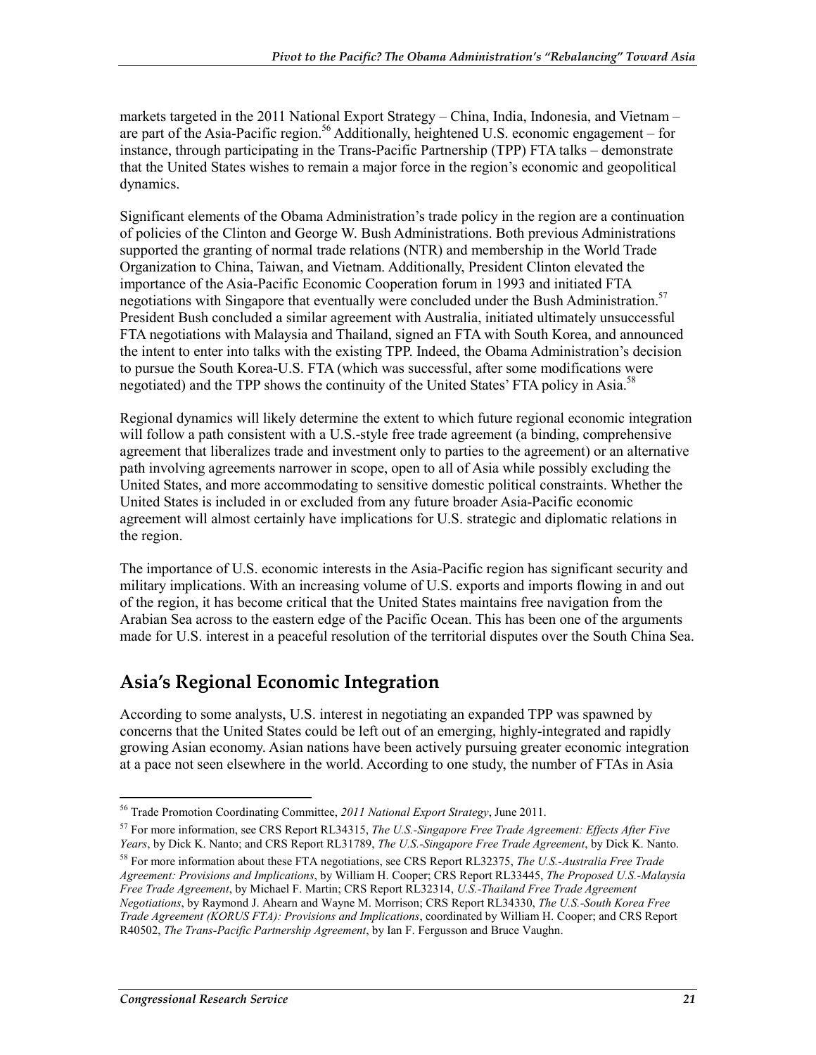markets targeted in the 2011 National Export Strategy – China, India, Indonesia, and Vietnam – are part of the Asia-Pacific region.[56] Additionally, heightened U.S. economic engagement – for instance, through participating in the Trans-Pacific Partnership (TPP) FTA talks – demonstrate that the United States wishes to remain a major force in the region's economic and geopolitical dynamics.

Significant elements of the Obama Administration's trade policy in the region are a continuation of policies of the Clinton and George W. Bush Administrations. Both previous Administrations supported the granting of normal trade relations (NTR) and membership in the World Trade Organization to China, Taiwan, and Vietnam. Additionally, President Clinton elevated the importance of the Asia-Pacific Economic Cooperation forum in 1993 and initiated FTA negotiations with Singapore that eventually were concluded under the Bush Administration.[57] President Bush concluded a similar agreement with Australia, initiated ultimately unsuccessful FTA negotiations with Malaysia and Thailand, signed an FTA with South Korea, and announced the intent to enter into talks with the existing TPP. Indeed, the Obama Administration's decision to pursue the South Korea-U.S. FTA (which was successful, after some modifications were negotiated) and the TPP shows the continuity of the United States' FTA policy in Asia.[58]

Regional dynamics will likely determine the extent to which future regional economic integration will follow a path consistent with a U.S.-style free trade agreement (a binding, comprehensive agreement that liberalizes trade and investment only to parties to the agreement) or an alternative path involving agreements narrower in scope, open to all of Asia while possibly excluding the United States, and more accommodating to sensitive domestic political constraints. Whether the United States is included in or excluded from any future broader Asia-Pacific economic agreement will almost certainly have implications for U.S. strategic and diplomatic relations in the region.

The importance of U.S. economic interests in the Asia-Pacific region has significant security and military implications. With an increasing volume of U.S. exports and imports flowing in and out of the region, it has become critical that the United States maintains free navigation from the Arabian Sea across to the eastern edge of the Pacific Ocean. This has been one of the arguments made for U.S. interest in a peaceful resolution of the territorial disputes over the South China Sea.

## Asia's Regional Economic Integration

According to some analysts, U.S. interest in negotiating an expanded TPP was spawned by concerns that the United States could be left out of an emerging, highly-integrated and rapidly growing Asian economy. Asian nations have been actively pursuing greater economic integration at a pace not seen elsewhere in the world. According to one study, the number of FTAs in Asia

---

[56] Trade Promotion Coordinating Committee, *2011 National Export Strategy*, June 2011.

[57] For more information, see CRS Report RL34315, *The U.S.-Singapore Free Trade Agreement: Effects After Five Years*, by Dick K. Nanto; and CRS Report RL31789, *The U.S.-Singapore Free Trade Agreement*, by Dick K. Nanto.

[58] For more information about these FTA negotiations, see CRS Report RL32375, *The U.S.-Australia Free Trade Agreement: Provisions and Implications*, by William H. Cooper; CRS Report RL33445, *The Proposed U.S.-Malaysia Free Trade Agreement*, by Michael F. Martin; CRS Report RL32314, *U.S.-Thailand Free Trade Agreement Negotiations*, by Raymond J. Ahearn and Wayne M. Morrison; CRS Report RL34330, *The U.S.-South Korea Free Trade Agreement (KORUS FTA): Provisions and Implications*, coordinated by William H. Cooper; and CRS Report R40502, *The Trans-Pacific Partnership Agreement*, by Ian F. Fergusson and Bruce Vaughn.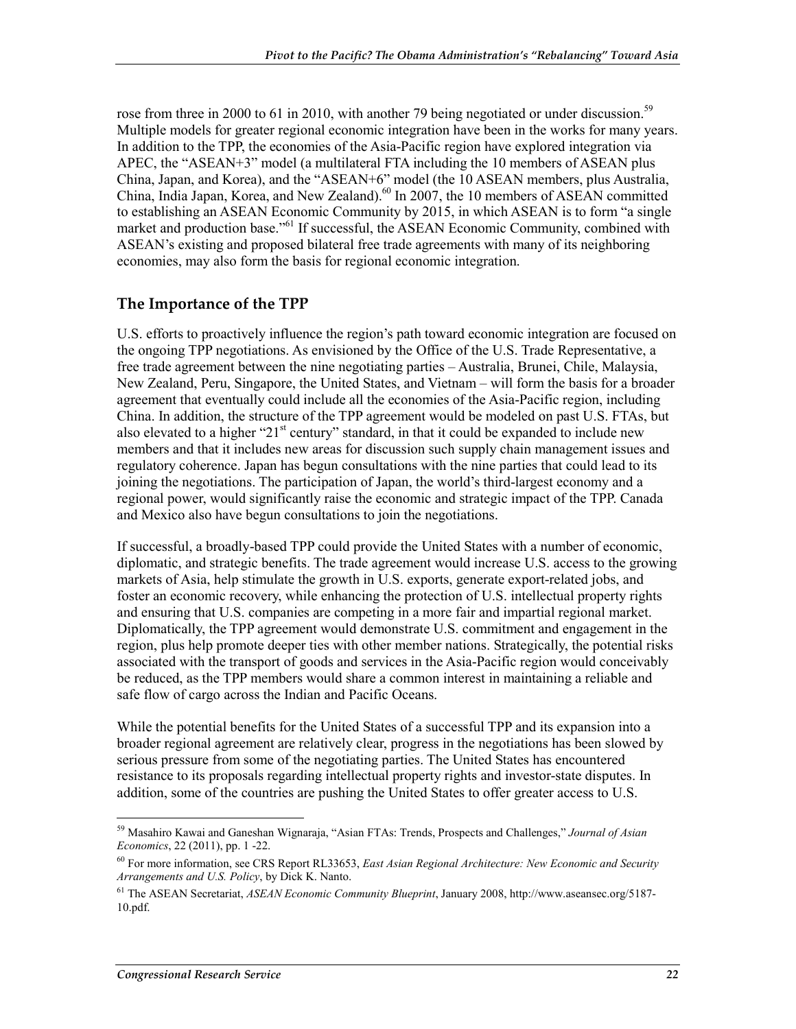rose from three in 2000 to 61 in 2010, with another 79 being negotiated or under discussion.[59] Multiple models for greater regional economic integration have been in the works for many years. In addition to the TPP, the economies of the Asia-Pacific region have explored integration via APEC, the "ASEAN+3" model (a multilateral FTA including the 10 members of ASEAN plus China, Japan, and Korea), and the "ASEAN+6" model (the 10 ASEAN members, plus Australia, China, India Japan, Korea, and New Zealand).[60] In 2007, the 10 members of ASEAN committed to establishing an ASEAN Economic Community by 2015, in which ASEAN is to form "a single market and production base."[61] If successful, the ASEAN Economic Community, combined with ASEAN's existing and proposed bilateral free trade agreements with many of its neighboring economies, may also form the basis for regional economic integration.

## The Importance of the TPP

U.S. efforts to proactively influence the region's path toward economic integration are focused on the ongoing TPP negotiations. As envisioned by the Office of the U.S. Trade Representative, a free trade agreement between the nine negotiating parties – Australia, Brunei, Chile, Malaysia, New Zealand, Peru, Singapore, the United States, and Vietnam – will form the basis for a broader agreement that eventually could include all the economies of the Asia-Pacific region, including China. In addition, the structure of the TPP agreement would be modeled on past U.S. FTAs, but also elevated to a higher "21st century" standard, in that it could be expanded to include new members and that it includes new areas for discussion such supply chain management issues and regulatory coherence. Japan has begun consultations with the nine parties that could lead to its joining the negotiations. The participation of Japan, the world's third-largest economy and a regional power, would significantly raise the economic and strategic impact of the TPP. Canada and Mexico also have begun consultations to join the negotiations.

If successful, a broadly-based TPP could provide the United States with a number of economic, diplomatic, and strategic benefits. The trade agreement would increase U.S. access to the growing markets of Asia, help stimulate the growth in U.S. exports, generate export-related jobs, and foster an economic recovery, while enhancing the protection of U.S. intellectual property rights and ensuring that U.S. companies are competing in a more fair and impartial regional market. Diplomatically, the TPP agreement would demonstrate U.S. commitment and engagement in the region, plus help promote deeper ties with other member nations. Strategically, the potential risks associated with the transport of goods and services in the Asia-Pacific region would conceivably be reduced, as the TPP members would share a common interest in maintaining a reliable and safe flow of cargo across the Indian and Pacific Oceans.

While the potential benefits for the United States of a successful TPP and its expansion into a broader regional agreement are relatively clear, progress in the negotiations has been slowed by serious pressure from some of the negotiating parties. The United States has encountered resistance to its proposals regarding intellectual property rights and investor-state disputes. In addition, some of the countries are pushing the United States to offer greater access to U.S.

---

[59] Masahiro Kawai and Ganeshan Wignaraja, "Asian FTAs: Trends, Prospects and Challenges," *Journal of Asian Economics*, 22 (2011), pp. 1 -22.

[60] For more information, see CRS Report RL33653, *East Asian Regional Architecture: New Economic and Security Arrangements and U.S. Policy*, by Dick K. Nanto.

[61] The ASEAN Secretariat, *ASEAN Economic Community Blueprint*, January 2008, http://www.aseansec.org/5187-10.pdf.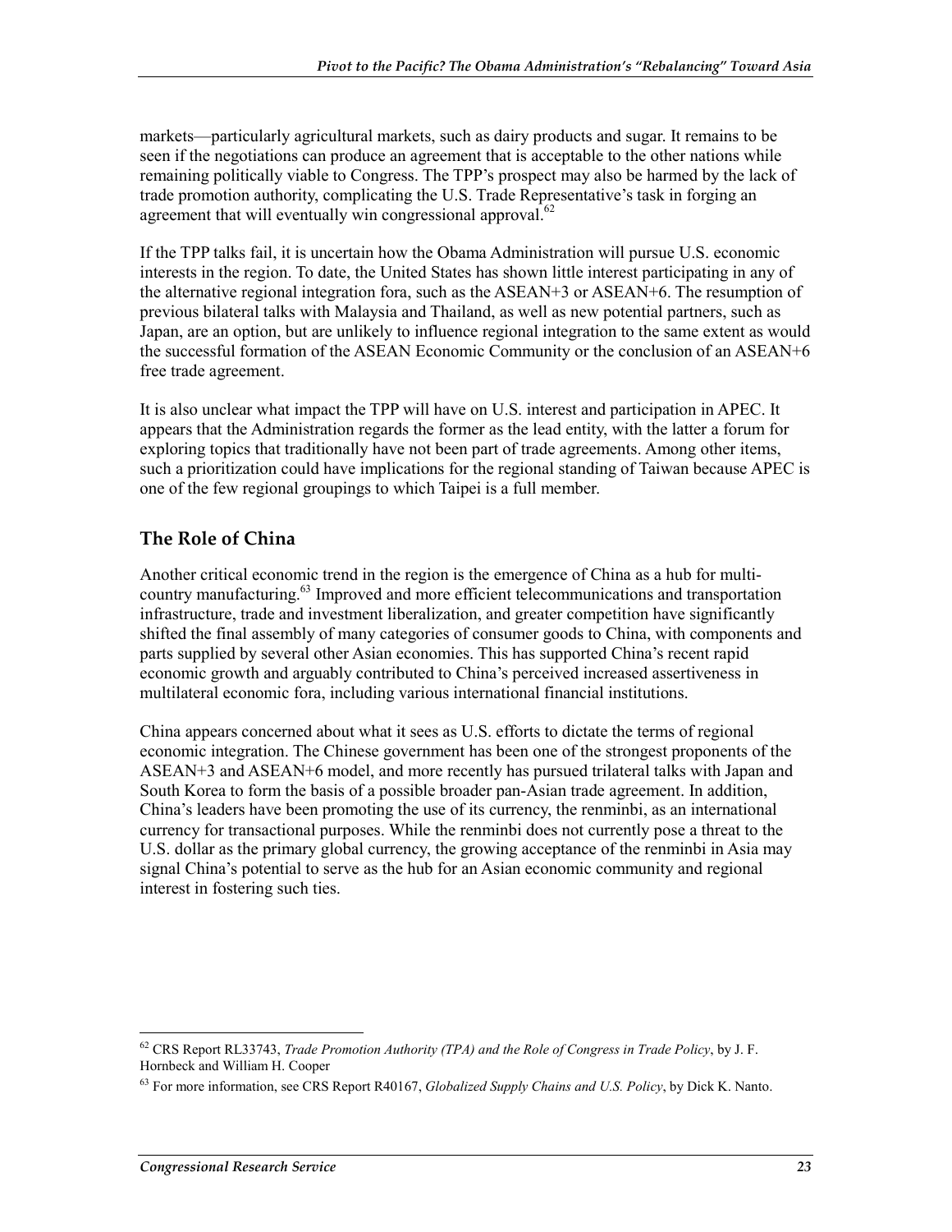markets—particularly agricultural markets, such as dairy products and sugar. It remains to be seen if the negotiations can produce an agreement that is acceptable to the other nations while remaining politically viable to Congress. The TPP's prospect may also be harmed by the lack of trade promotion authority, complicating the U.S. Trade Representative's task in forging an agreement that will eventually win congressional approval.[62]

If the TPP talks fail, it is uncertain how the Obama Administration will pursue U.S. economic interests in the region. To date, the United States has shown little interest participating in any of the alternative regional integration fora, such as the ASEAN+3 or ASEAN+6. The resumption of previous bilateral talks with Malaysia and Thailand, as well as new potential partners, such as Japan, are an option, but are unlikely to influence regional integration to the same extent as would the successful formation of the ASEAN Economic Community or the conclusion of an ASEAN+6 free trade agreement.

It is also unclear what impact the TPP will have on U.S. interest and participation in APEC. It appears that the Administration regards the former as the lead entity, with the latter a forum for exploring topics that traditionally have not been part of trade agreements. Among other items, such a prioritization could have implications for the regional standing of Taiwan because APEC is one of the few regional groupings to which Taipei is a full member.

## The Role of China

Another critical economic trend in the region is the emergence of China as a hub for multi-country manufacturing.[63] Improved and more efficient telecommunications and transportation infrastructure, trade and investment liberalization, and greater competition have significantly shifted the final assembly of many categories of consumer goods to China, with components and parts supplied by several other Asian economies. This has supported China's recent rapid economic growth and arguably contributed to China's perceived increased assertiveness in multilateral economic fora, including various international financial institutions.

China appears concerned about what it sees as U.S. efforts to dictate the terms of regional economic integration. The Chinese government has been one of the strongest proponents of the ASEAN+3 and ASEAN+6 model, and more recently has pursued trilateral talks with Japan and South Korea to form the basis of a possible broader pan-Asian trade agreement. In addition, China's leaders have been promoting the use of its currency, the renminbi, as an international currency for transactional purposes. While the renminbi does not currently pose a threat to the U.S. dollar as the primary global currency, the growing acceptance of the renminbi in Asia may signal China's potential to serve as the hub for an Asian economic community and regional interest in fostering such ties.

---

[62] CRS Report RL33743, *Trade Promotion Authority (TPA) and the Role of Congress in Trade Policy*, by J. F. Hornbeck and William H. Cooper

[63] For more information, see CRS Report R40167, *Globalized Supply Chains and U.S. Policy*, by Dick K. Nanto.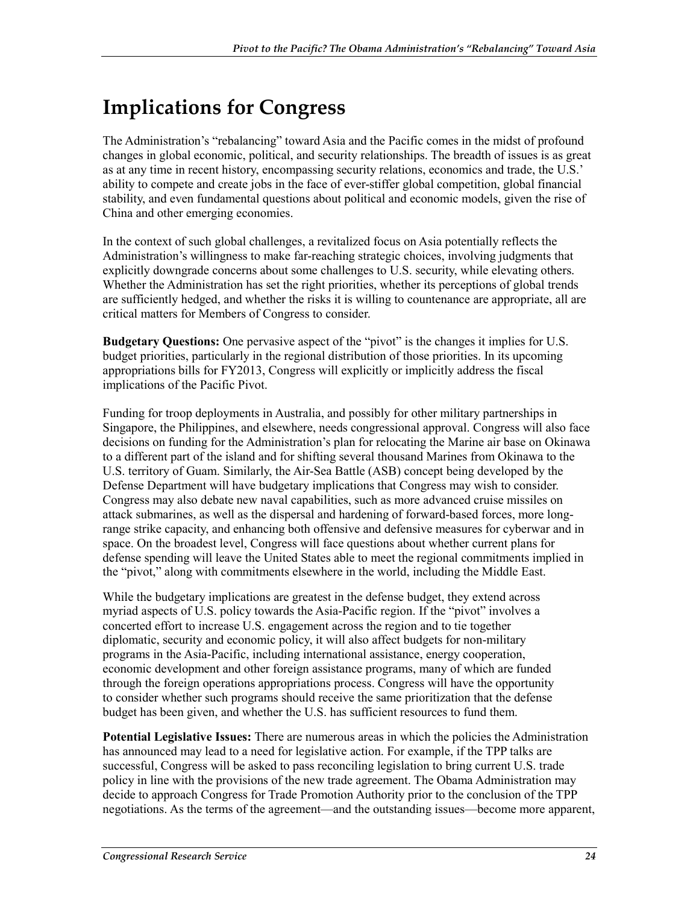# Implications for Congress

The Administration's "rebalancing" toward Asia and the Pacific comes in the midst of profound changes in global economic, political, and security relationships. The breadth of issues is as great as at any time in recent history, encompassing security relations, economics and trade, the U.S.' ability to compete and create jobs in the face of ever-stiffer global competition, global financial stability, and even fundamental questions about political and economic models, given the rise of China and other emerging economies.

In the context of such global challenges, a revitalized focus on Asia potentially reflects the Administration's willingness to make far-reaching strategic choices, involving judgments that explicitly downgrade concerns about some challenges to U.S. security, while elevating others. Whether the Administration has set the right priorities, whether its perceptions of global trends are sufficiently hedged, and whether the risks it is willing to countenance are appropriate, all are critical matters for Members of Congress to consider.

**Budgetary Questions:** One pervasive aspect of the "pivot" is the changes it implies for U.S. budget priorities, particularly in the regional distribution of those priorities. In its upcoming appropriations bills for FY2013, Congress will explicitly or implicitly address the fiscal implications of the Pacific Pivot.

Funding for troop deployments in Australia, and possibly for other military partnerships in Singapore, the Philippines, and elsewhere, needs congressional approval. Congress will also face decisions on funding for the Administration's plan for relocating the Marine air base on Okinawa to a different part of the island and for shifting several thousand Marines from Okinawa to the U.S. territory of Guam. Similarly, the Air-Sea Battle (ASB) concept being developed by the Defense Department will have budgetary implications that Congress may wish to consider. Congress may also debate new naval capabilities, such as more advanced cruise missiles on attack submarines, as well as the dispersal and hardening of forward-based forces, more long-range strike capacity, and enhancing both offensive and defensive measures for cyberwar and in space. On the broadest level, Congress will face questions about whether current plans for defense spending will leave the United States able to meet the regional commitments implied in the "pivot," along with commitments elsewhere in the world, including the Middle East.

While the budgetary implications are greatest in the defense budget, they extend across myriad aspects of U.S. policy towards the Asia-Pacific region. If the "pivot" involves a concerted effort to increase U.S. engagement across the region and to tie together diplomatic, security and economic policy, it will also affect budgets for non-military programs in the Asia-Pacific, including international assistance, energy cooperation, economic development and other foreign assistance programs, many of which are funded through the foreign operations appropriations process. Congress will have the opportunity to consider whether such programs should receive the same prioritization that the defense budget has been given, and whether the U.S. has sufficient resources to fund them.

**Potential Legislative Issues:** There are numerous areas in which the policies the Administration has announced may lead to a need for legislative action. For example, if the TPP talks are successful, Congress will be asked to pass reconciling legislation to bring current U.S. trade policy in line with the provisions of the new trade agreement. The Obama Administration may decide to approach Congress for Trade Promotion Authority prior to the conclusion of the TPP negotiations. As the terms of the agreement—and the outstanding issues—become more apparent,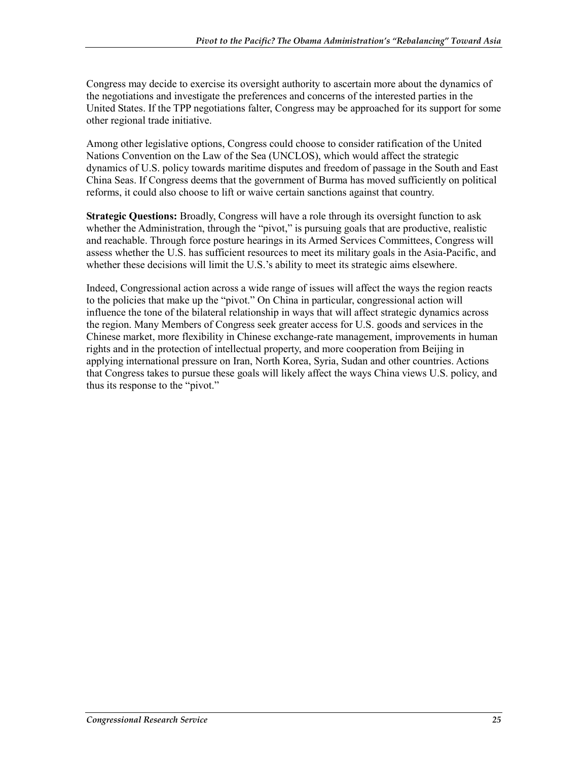Congress may decide to exercise its oversight authority to ascertain more about the dynamics of the negotiations and investigate the preferences and concerns of the interested parties in the United States. If the TPP negotiations falter, Congress may be approached for its support for some other regional trade initiative.

Among other legislative options, Congress could choose to consider ratification of the United Nations Convention on the Law of the Sea (UNCLOS), which would affect the strategic dynamics of U.S. policy towards maritime disputes and freedom of passage in the South and East China Seas. If Congress deems that the government of Burma has moved sufficiently on political reforms, it could also choose to lift or waive certain sanctions against that country.

**Strategic Questions:** Broadly, Congress will have a role through its oversight function to ask whether the Administration, through the "pivot," is pursuing goals that are productive, realistic and reachable. Through force posture hearings in its Armed Services Committees, Congress will assess whether the U.S. has sufficient resources to meet its military goals in the Asia-Pacific, and whether these decisions will limit the U.S.'s ability to meet its strategic aims elsewhere.

Indeed, Congressional action across a wide range of issues will affect the ways the region reacts to the policies that make up the "pivot." On China in particular, congressional action will influence the tone of the bilateral relationship in ways that will affect strategic dynamics across the region. Many Members of Congress seek greater access for U.S. goods and services in the Chinese market, more flexibility in Chinese exchange-rate management, improvements in human rights and in the protection of intellectual property, and more cooperation from Beijing in applying international pressure on Iran, North Korea, Syria, Sudan and other countries. Actions that Congress takes to pursue these goals will likely affect the ways China views U.S. policy, and thus its response to the "pivot."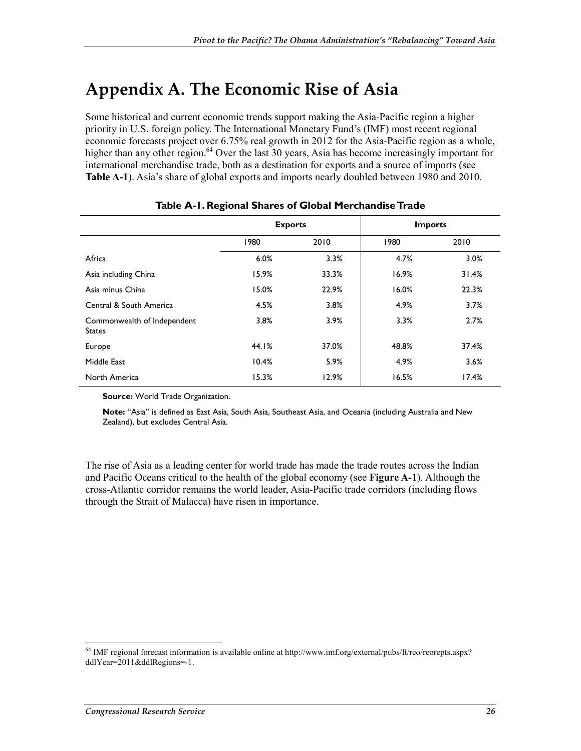# Appendix A. The Economic Rise of Asia

Some historical and current economic trends support making the Asia-Pacific region a higher priority in U.S. foreign policy. The International Monetary Fund's (IMF) most recent regional economic forecasts project over 6.75% real growth in 2012 for the Asia-Pacific region as a whole, higher than any other region.[64] Over the last 30 years, Asia has become increasingly important for international merchandise trade, both as a destination for exports and a source of imports (see **Table A-1**). Asia's share of global exports and imports nearly doubled between 1980 and 2010.

**Table A-1. Regional Shares of Global Merchandise Trade**

| | Exports | | Imports | |
|---|---|---|---|---|
| | 1980 | 2010 | 1980 | 2010 |
| Africa | 6.0% | 3.3% | 4.7% | 3.0% |
| Asia including China | 15.9% | 33.3% | 16.9% | 31.4% |
| Asia minus China | 15.0% | 22.9% | 16.0% | 22.3% |
| Central & South America | 4.5% | 3.8% | 4.9% | 3.7% |
| Commonwealth of Independent States | 3.8% | 3.9% | 3.3% | 2.7% |
| Europe | 44.1% | 37.0% | 48.8% | 37.4% |
| Middle East | 10.4% | 5.9% | 4.9% | 3.6% |
| North America | 15.3% | 12.9% | 16.5% | 17.4% |

**Source:** World Trade Organization.

**Note:** "Asia" is defined as East Asia, South Asia, Southeast Asia, and Oceania (including Australia and New Zealand), but excludes Central Asia.

The rise of Asia as a leading center for world trade has made the trade routes across the Indian and Pacific Oceans critical to the health of the global economy (see **Figure A-1**). Although the cross-Atlantic corridor remains the world leader, Asia-Pacific trade corridors (including flows through the Strait of Malacca) have risen in importance.

---

[64] IMF regional forecast information is available online at http://www.imf.org/external/pubs/ft/reo/reorepts.aspx?ddlYear=2011&ddlRegions=-1.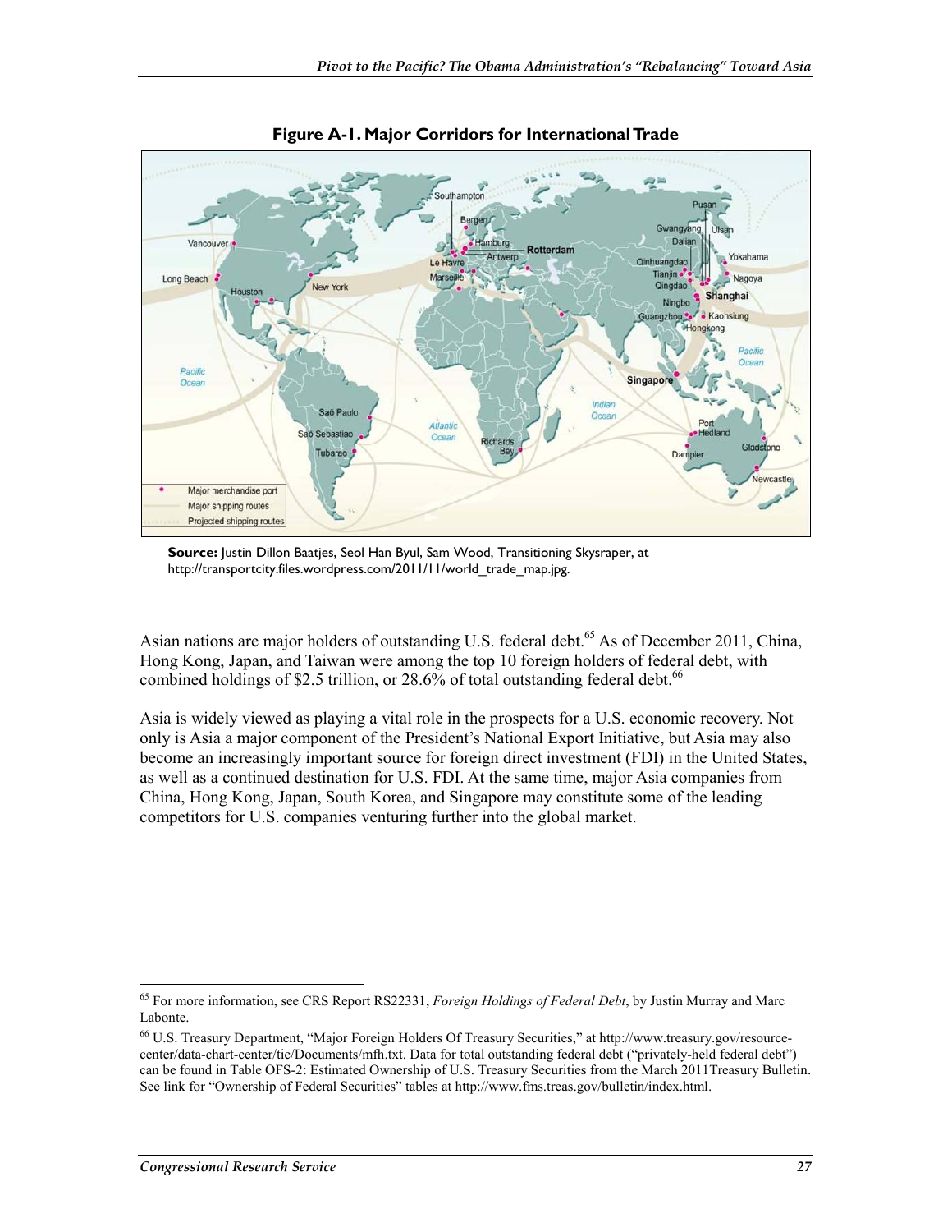**Figure A-1. Major Corridors for International Trade**

**Source:** Justin Dillon Baatjes, Seol Han Byul, Sam Wood, Transitioning Skysraper, at http://transportcity.files.wordpress.com/2011/11/world_trade_map.jpg.

Asian nations are major holders of outstanding U.S. federal debt.[65] As of December 2011, China, Hong Kong, Japan, and Taiwan were among the top 10 foreign holders of federal debt, with combined holdings of $2.5 trillion, or 28.6% of total outstanding federal debt.[66]

Asia is widely viewed as playing a vital role in the prospects for a U.S. economic recovery. Not only is Asia a major component of the President's National Export Initiative, but Asia may also become an increasingly important source for foreign direct investment (FDI) in the United States, as well as a continued destination for U.S. FDI. At the same time, major Asia companies from China, Hong Kong, Japan, South Korea, and Singapore may constitute some of the leading competitors for U.S. companies venturing further into the global market.

---

[65] For more information, see CRS Report RS22331, *Foreign Holdings of Federal Debt*, by Justin Murray and Marc Labonte.

[66] U.S. Treasury Department, "Major Foreign Holders Of Treasury Securities," at http://www.treasury.gov/resource-center/data-chart-center/tic/Documents/mfh.txt. Data for total outstanding federal debt ("privately-held federal debt") can be found in Table OFS-2: Estimated Ownership of U.S. Treasury Securities from the March 2011Treasury Bulletin. See link for "Ownership of Federal Securities" tables at http://www.fms.treas.gov/bulletin/index.html.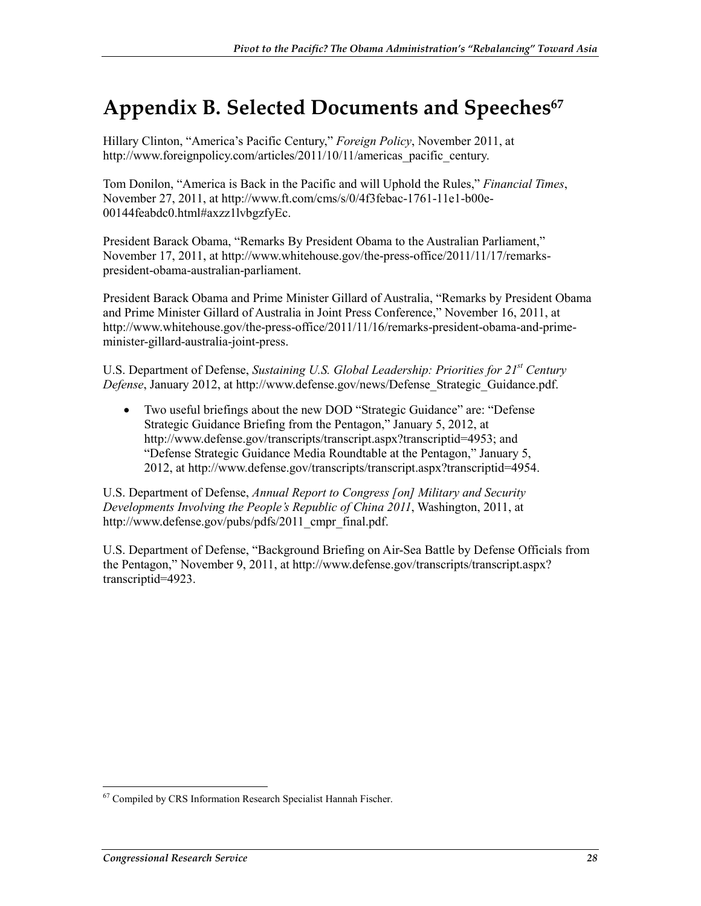# Appendix B. Selected Documents and Speeches[67]

Hillary Clinton, "America's Pacific Century," *Foreign Policy*, November 2011, at http://www.foreignpolicy.com/articles/2011/10/11/americas_pacific_century.

Tom Donilon, "America is Back in the Pacific and will Uphold the Rules," *Financial Times*, November 27, 2011, at http://www.ft.com/cms/s/0/4f3febac-1761-11e1-b00e-00144feabdc0.html#axzz1lvbgzfyEc.

President Barack Obama, "Remarks By President Obama to the Australian Parliament," November 17, 2011, at http://www.whitehouse.gov/the-press-office/2011/11/17/remarks-president-obama-australian-parliament.

President Barack Obama and Prime Minister Gillard of Australia, "Remarks by President Obama and Prime Minister Gillard of Australia in Joint Press Conference," November 16, 2011, at http://www.whitehouse.gov/the-press-office/2011/11/16/remarks-president-obama-and-prime-minister-gillard-australia-joint-press.

U.S. Department of Defense, *Sustaining U.S. Global Leadership: Priorities for 21st Century Defense*, January 2012, at http://www.defense.gov/news/Defense_Strategic_Guidance.pdf.

- Two useful briefings about the new DOD "Strategic Guidance" are: "Defense Strategic Guidance Briefing from the Pentagon," January 5, 2012, at http://www.defense.gov/transcripts/transcript.aspx?transcriptid=4953; and "Defense Strategic Guidance Media Roundtable at the Pentagon," January 5, 2012, at http://www.defense.gov/transcripts/transcript.aspx?transcriptid=4954.

U.S. Department of Defense, *Annual Report to Congress [on] Military and Security Developments Involving the People's Republic of China 2011*, Washington, 2011, at http://www.defense.gov/pubs/pdfs/2011_cmpr_final.pdf.

U.S. Department of Defense, "Background Briefing on Air-Sea Battle by Defense Officials from the Pentagon," November 9, 2011, at http://www.defense.gov/transcripts/transcript.aspx?transcriptid=4923.

---

[67] Compiled by CRS Information Research Specialist Hannah Fischer.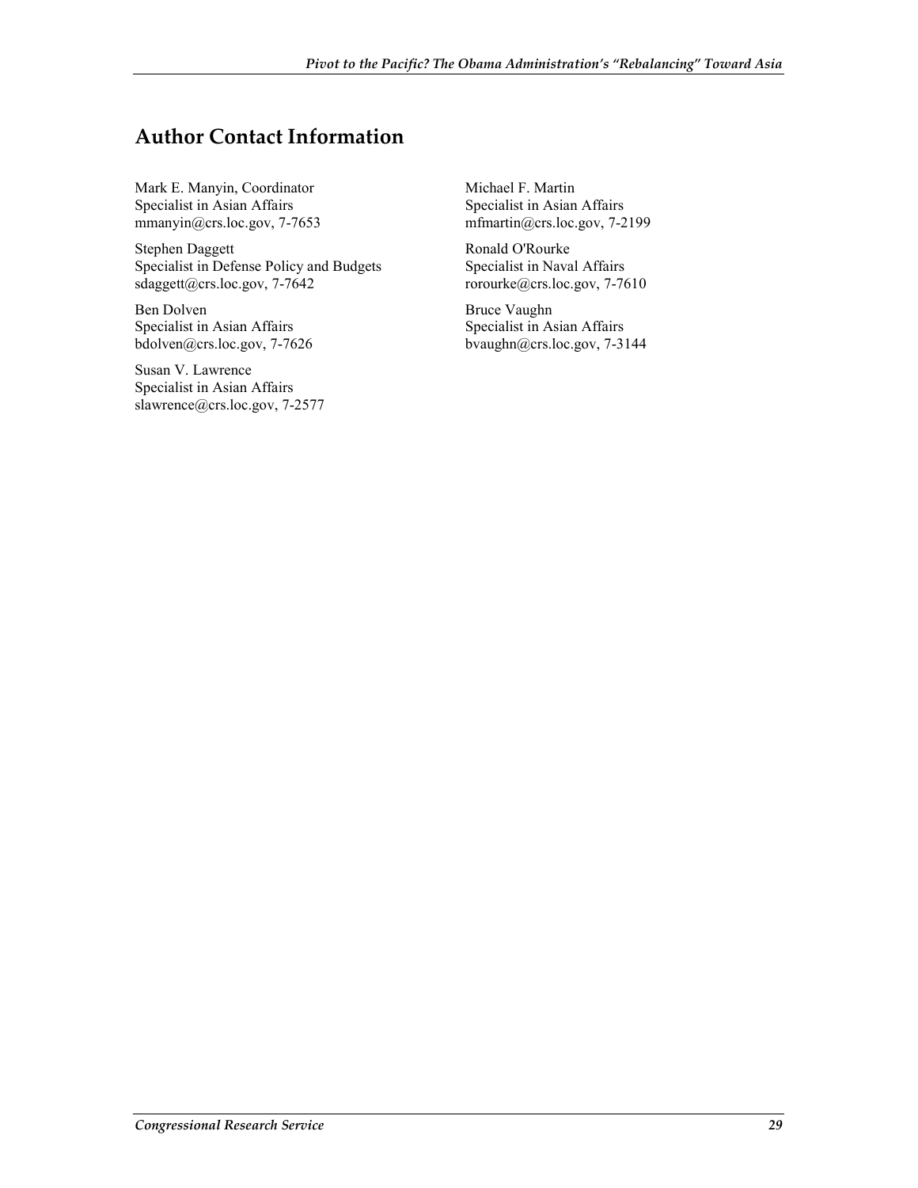## Author Contact Information

Mark E. Manyin, Coordinator
Specialist in Asian Affairs
mmanyin@crs.loc.gov, 7-7653

Stephen Daggett
Specialist in Defense Policy and Budgets
sdaggett@crs.loc.gov, 7-7642

Ben Dolven
Specialist in Asian Affairs
bdolven@crs.loc.gov, 7-7626

Susan V. Lawrence
Specialist in Asian Affairs
slawrence@crs.loc.gov, 7-2577

Michael F. Martin
Specialist in Asian Affairs
mfmartin@crs.loc.gov, 7-2199

Ronald O'Rourke
Specialist in Naval Affairs
rorourke@crs.loc.gov, 7-7610

Bruce Vaughn
Specialist in Asian Affairs
bvaughn@crs.loc.gov, 7-3144